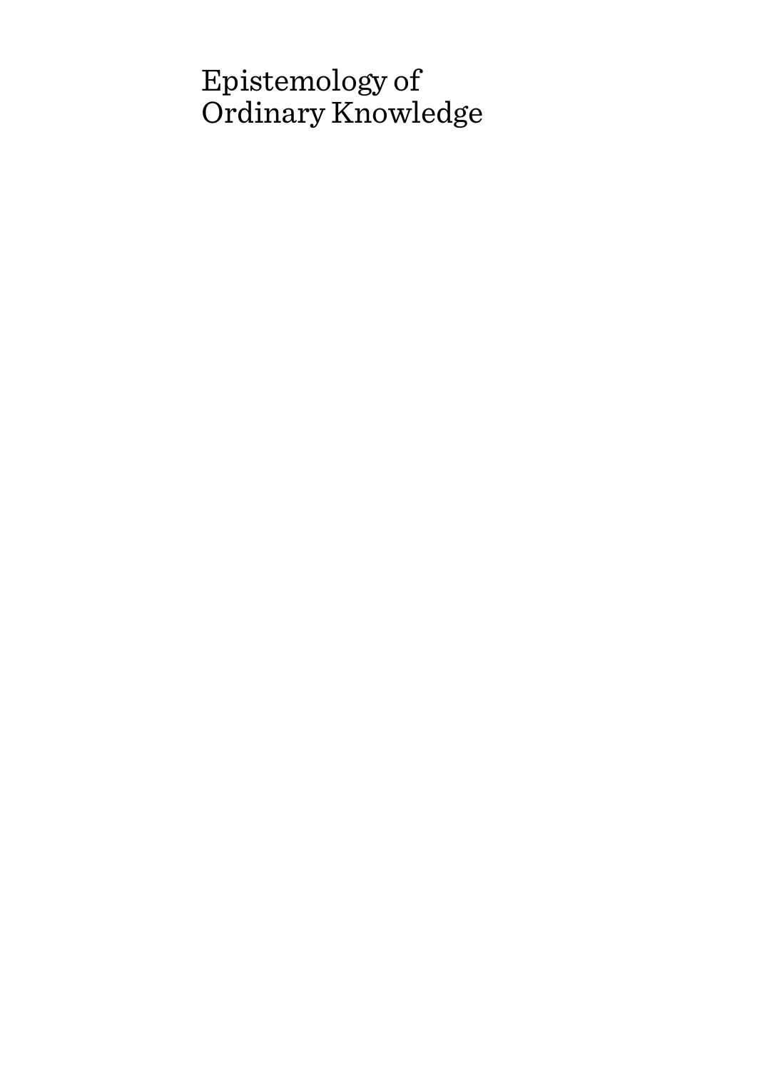# Epistemology of Ordinary Knowledge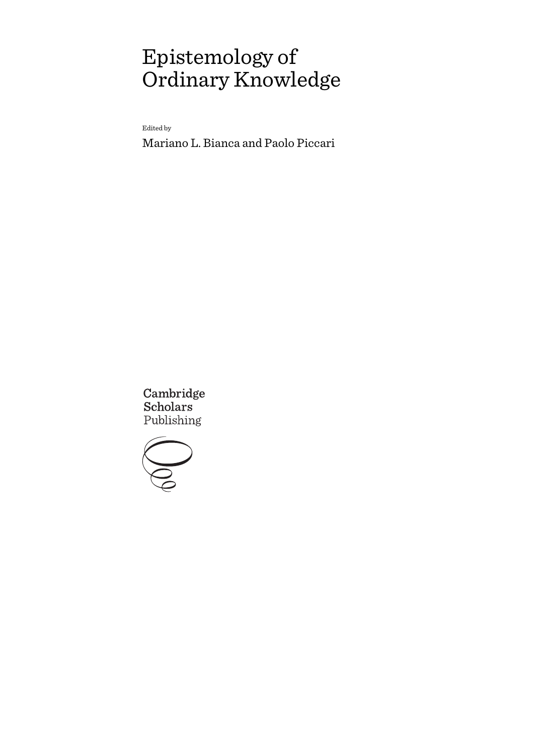# Epistemology of Ordinary Knowledge

Edited by

Mariano L. Bianca and Paolo Piccari

Cambridge Scholars Publishing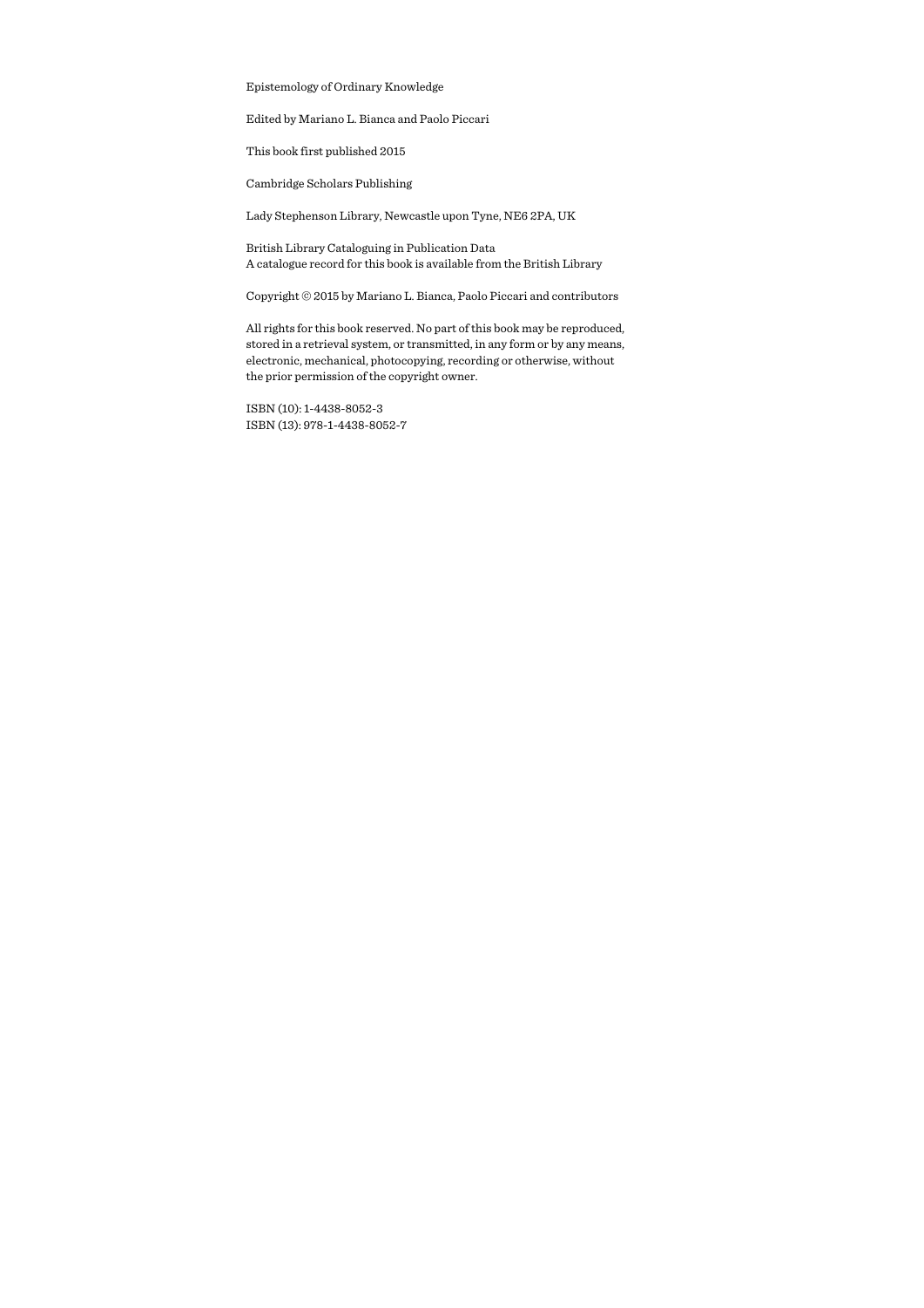Epistemology of Ordinary Knowledge

Edited by Mariano L. Bianca and Paolo Piccari

This book first published 2015

Cambridge Scholars Publishing

Lady Stephenson Library, Newcastle upon Tyne, NE6 2PA, UK

British Library Cataloguing in Publication Data
A catalogue record for this book is available from the British Library

Copyright © 2015 by Mariano L. Bianca, Paolo Piccari and contributors

All rights for this book reserved. No part of this book may be reproduced, stored in a retrieval system, or transmitted, in any form or by any means, electronic, mechanical, photocopying, recording or otherwise, without the prior permission of the copyright owner.

ISBN (10): 1-4438-8052-3
ISBN (13): 978-1-4438-8052-7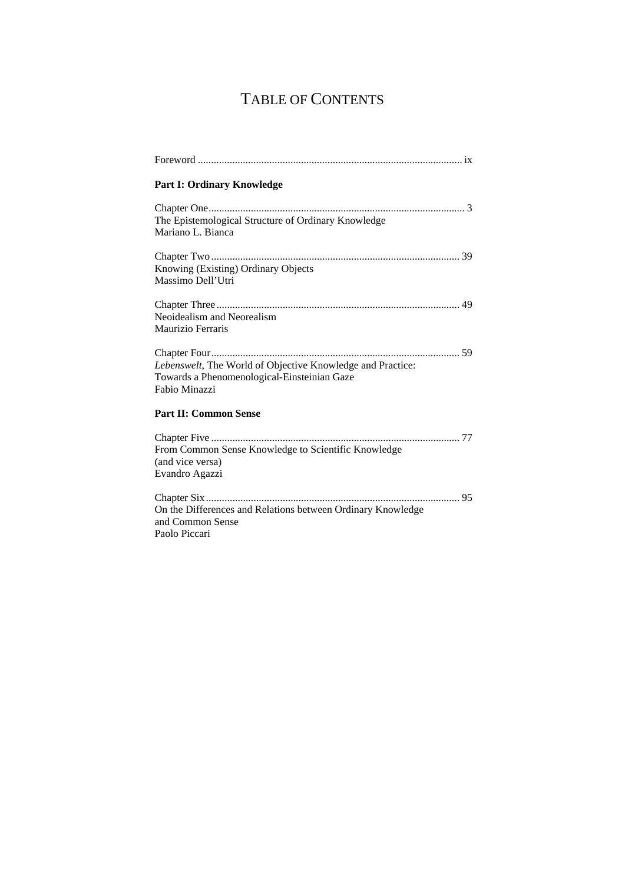# TABLE OF CONTENTS

Foreword ..................................................................................................... ix

**Part I: Ordinary Knowledge**

Chapter One................................................................................................ 3
The Epistemological Structure of Ordinary Knowledge
Mariano L. Bianca

Chapter Two............................................................................................. 39
Knowing (Existing) Ordinary Objects
Massimo Dell'Utri

Chapter Three........................................................................................... 49
Neoidealism and Neorealism
Maurizio Ferraris

Chapter Four............................................................................................. 59
*Lebenswelt*, The World of Objective Knowledge and Practice:
Towards a Phenomenological-Einsteinian Gaze
Fabio Minazzi

**Part II: Common Sense**

Chapter Five ............................................................................................. 77
From Common Sense Knowledge to Scientific Knowledge
(and vice versa)
Evandro Agazzi

Chapter Six................................................................................................ 95
On the Differences and Relations between Ordinary Knowledge
and Common Sense
Paolo Piccari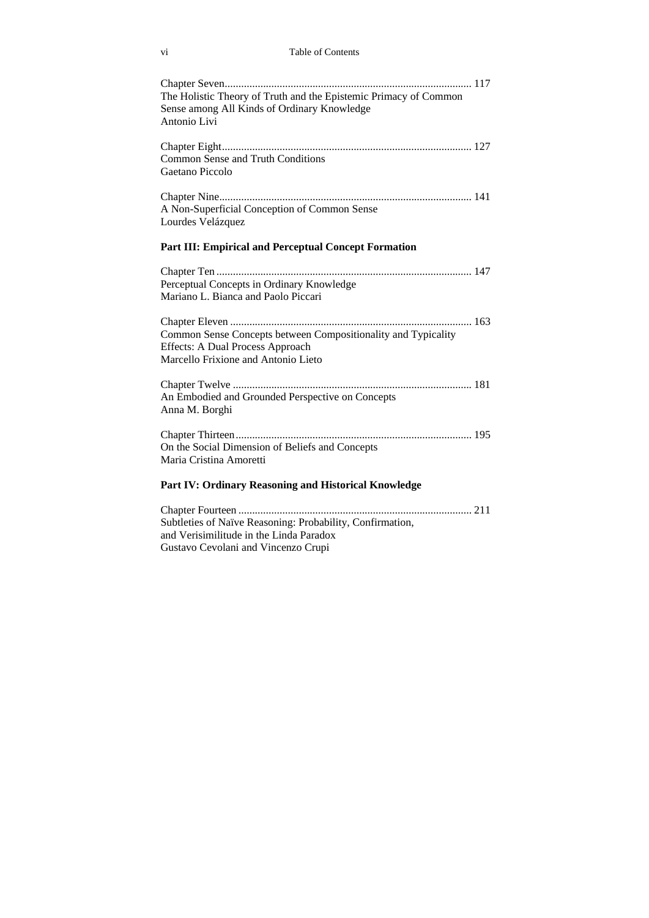Chapter Seven.......................................................................................... 117
The Holistic Theory of Truth and the Epistemic Primacy of Common Sense among All Kinds of Ordinary Knowledge
Antonio Livi

Chapter Eight........................................................................................... 127
Common Sense and Truth Conditions
Gaetano Piccolo

Chapter Nine............................................................................................ 141
A Non-Superficial Conception of Common Sense
Lourdes Velázquez

## Part III: Empirical and Perceptual Concept Formation

Chapter Ten ............................................................................................. 147
Perceptual Concepts in Ordinary Knowledge
Mariano L. Bianca and Paolo Piccari

Chapter Eleven ........................................................................................ 163
Common Sense Concepts between Compositionality and Typicality Effects: A Dual Process Approach
Marcello Frixione and Antonio Lieto

Chapter Twelve ....................................................................................... 181
An Embodied and Grounded Perspective on Concepts
Anna M. Borghi

Chapter Thirteen...................................................................................... 195
On the Social Dimension of Beliefs and Concepts
Maria Cristina Amoretti

## Part IV: Ordinary Reasoning and Historical Knowledge

Chapter Fourteen ..................................................................................... 211
Subtleties of Naïve Reasoning: Probability, Confirmation, and Verisimilitude in the Linda Paradox
Gustavo Cevolani and Vincenzo Crupi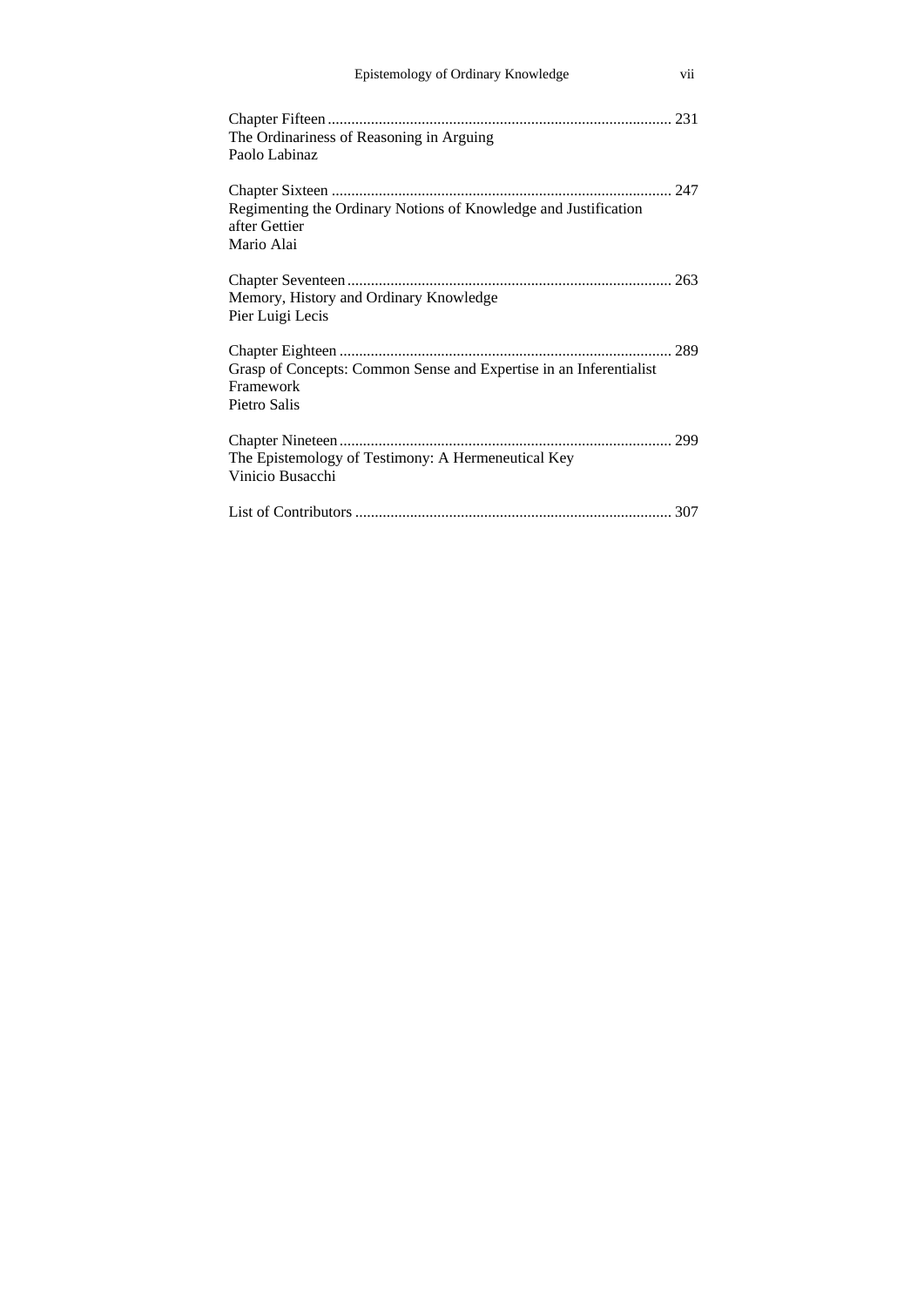Chapter Fifteen ........................................................................................ 231
The Ordinariness of Reasoning in Arguing
Paolo Labinaz

Chapter Sixteen ....................................................................................... 247
Regimenting the Ordinary Notions of Knowledge and Justification after Gettier
Mario Alai

Chapter Seventeen ................................................................................... 263
Memory, History and Ordinary Knowledge
Pier Luigi Lecis

Chapter Eighteen ..................................................................................... 289
Grasp of Concepts: Common Sense and Expertise in an Inferentialist Framework
Pietro Salis

Chapter Nineteen ..................................................................................... 299
The Epistemology of Testimony: A Hermeneutical Key
Vinicio Busacchi

List of Contributors ................................................................................. 307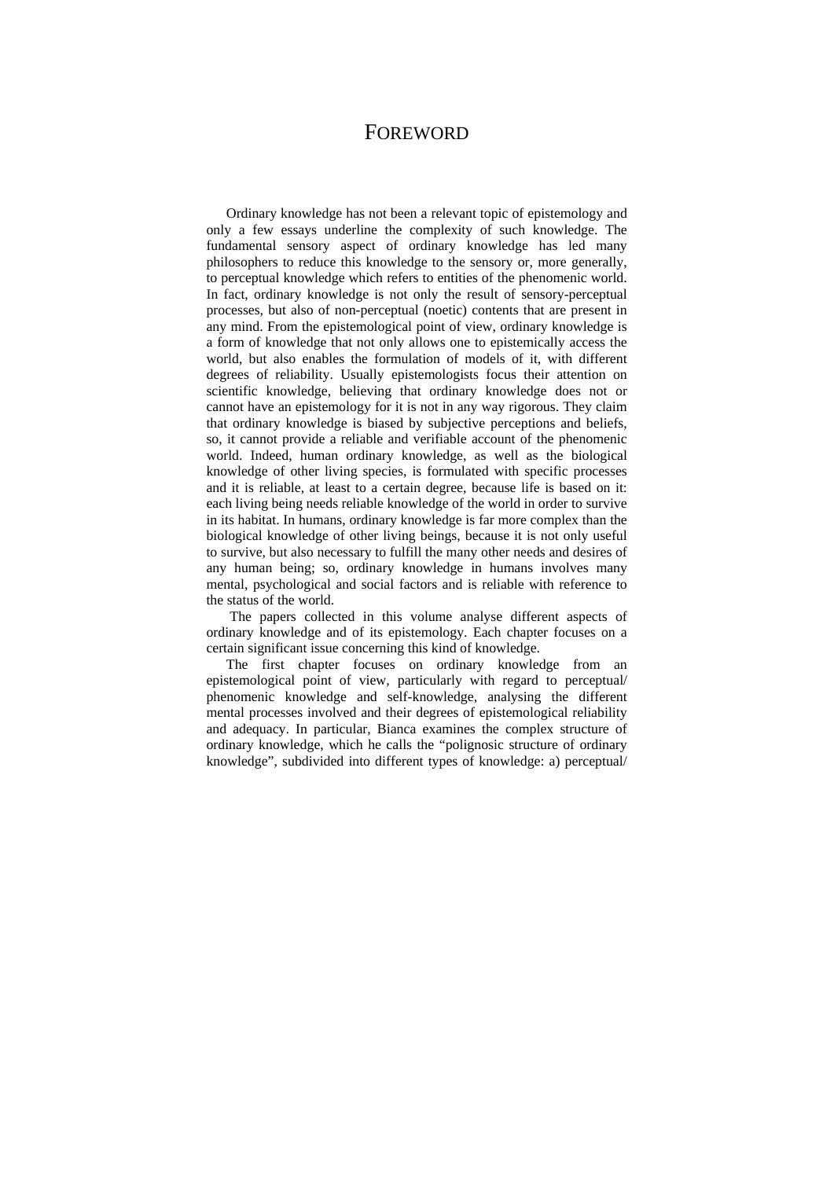# FOREWORD

Ordinary knowledge has not been a relevant topic of epistemology and only a few essays underline the complexity of such knowledge. The fundamental sensory aspect of ordinary knowledge has led many philosophers to reduce this knowledge to the sensory or, more generally, to perceptual knowledge which refers to entities of the phenomenic world. In fact, ordinary knowledge is not only the result of sensory-perceptual processes, but also of non-perceptual (noetic) contents that are present in any mind. From the epistemological point of view, ordinary knowledge is a form of knowledge that not only allows one to epistemically access the world, but also enables the formulation of models of it, with different degrees of reliability. Usually epistemologists focus their attention on scientific knowledge, believing that ordinary knowledge does not or cannot have an epistemology for it is not in any way rigorous. They claim that ordinary knowledge is biased by subjective perceptions and beliefs, so, it cannot provide a reliable and verifiable account of the phenomenic world. Indeed, human ordinary knowledge, as well as the biological knowledge of other living species, is formulated with specific processes and it is reliable, at least to a certain degree, because life is based on it: each living being needs reliable knowledge of the world in order to survive in its habitat. In humans, ordinary knowledge is far more complex than the biological knowledge of other living beings, because it is not only useful to survive, but also necessary to fulfill the many other needs and desires of any human being; so, ordinary knowledge in humans involves many mental, psychological and social factors and is reliable with reference to the status of the world.

The papers collected in this volume analyse different aspects of ordinary knowledge and of its epistemology. Each chapter focuses on a certain significant issue concerning this kind of knowledge.

The first chapter focuses on ordinary knowledge from an epistemological point of view, particularly with regard to perceptual/ phenomenic knowledge and self-knowledge, analysing the different mental processes involved and their degrees of epistemological reliability and adequacy. In particular, Bianca examines the complex structure of ordinary knowledge, which he calls the "polignosic structure of ordinary knowledge", subdivided into different types of knowledge: a) perceptual/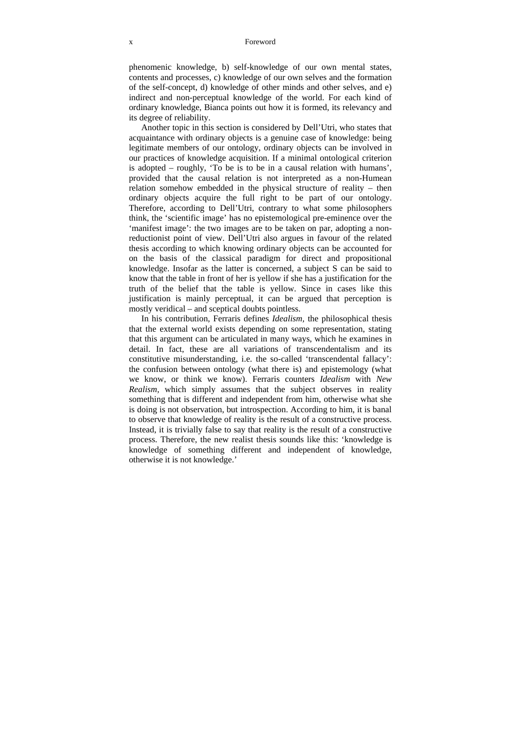phenomenic knowledge, b) self-knowledge of our own mental states, contents and processes, c) knowledge of our own selves and the formation of the self-concept, d) knowledge of other minds and other selves, and e) indirect and non-perceptual knowledge of the world. For each kind of ordinary knowledge, Bianca points out how it is formed, its relevancy and its degree of reliability.

Another topic in this section is considered by Dell'Utri, who states that acquaintance with ordinary objects is a genuine case of knowledge: being legitimate members of our ontology, ordinary objects can be involved in our practices of knowledge acquisition. If a minimal ontological criterion is adopted – roughly, 'To be is to be in a causal relation with humans', provided that the causal relation is not interpreted as a non-Humean relation somehow embedded in the physical structure of reality – then ordinary objects acquire the full right to be part of our ontology. Therefore, according to Dell'Utri, contrary to what some philosophers think, the 'scientific image' has no epistemological pre-eminence over the 'manifest image': the two images are to be taken on par, adopting a non-reductionist point of view. Dell'Utri also argues in favour of the related thesis according to which knowing ordinary objects can be accounted for on the basis of the classical paradigm for direct and propositional knowledge. Insofar as the latter is concerned, a subject S can be said to know that the table in front of her is yellow if she has a justification for the truth of the belief that the table is yellow. Since in cases like this justification is mainly perceptual, it can be argued that perception is mostly veridical – and sceptical doubts pointless.

In his contribution, Ferraris defines *Idealism*, the philosophical thesis that the external world exists depending on some representation, stating that this argument can be articulated in many ways, which he examines in detail. In fact, these are all variations of transcendentalism and its constitutive misunderstanding, i.e. the so-called 'transcendental fallacy': the confusion between ontology (what there is) and epistemology (what we know, or think we know). Ferraris counters *Idealism* with *New Realism*, which simply assumes that the subject observes in reality something that is different and independent from him, otherwise what she is doing is not observation, but introspection. According to him, it is banal to observe that knowledge of reality is the result of a constructive process. Instead, it is trivially false to say that reality is the result of a constructive process. Therefore, the new realist thesis sounds like this: 'knowledge is knowledge of something different and independent of knowledge, otherwise it is not knowledge.'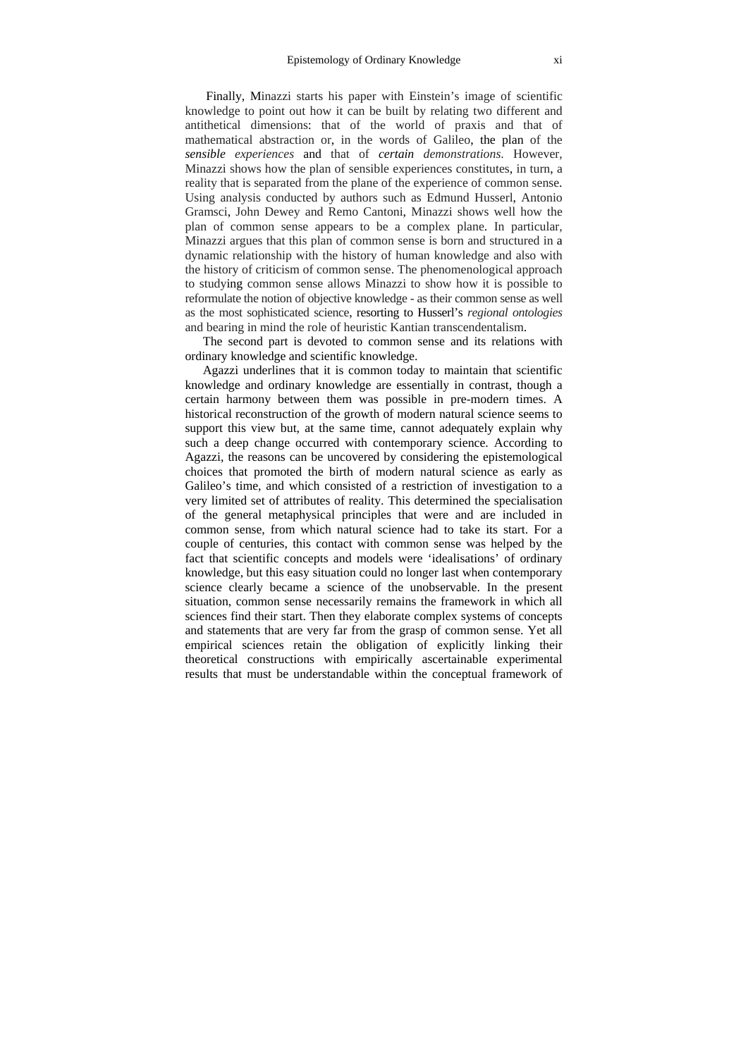Finally, Minazzi starts his paper with Einstein's image of scientific knowledge to point out how it can be built by relating two different and antithetical dimensions: that of the world of praxis and that of mathematical abstraction or, in the words of Galileo, the plan of the *sensible experiences* and that of *certain demonstrations*. However, Minazzi shows how the plan of sensible experiences constitutes, in turn, a reality that is separated from the plane of the experience of common sense. Using analysis conducted by authors such as Edmund Husserl, Antonio Gramsci, John Dewey and Remo Cantoni, Minazzi shows well how the plan of common sense appears to be a complex plane. In particular, Minazzi argues that this plan of common sense is born and structured in a dynamic relationship with the history of human knowledge and also with the history of criticism of common sense. The phenomenological approach to studying common sense allows Minazzi to show how it is possible to reformulate the notion of objective knowledge - as their common sense as well as the most sophisticated science, resorting to Husserl's *regional ontologies* and bearing in mind the role of heuristic Kantian transcendentalism.

The second part is devoted to common sense and its relations with ordinary knowledge and scientific knowledge.

Agazzi underlines that it is common today to maintain that scientific knowledge and ordinary knowledge are essentially in contrast, though a certain harmony between them was possible in pre-modern times. A historical reconstruction of the growth of modern natural science seems to support this view but, at the same time, cannot adequately explain why such a deep change occurred with contemporary science. According to Agazzi, the reasons can be uncovered by considering the epistemological choices that promoted the birth of modern natural science as early as Galileo's time, and which consisted of a restriction of investigation to a very limited set of attributes of reality. This determined the specialisation of the general metaphysical principles that were and are included in common sense, from which natural science had to take its start. For a couple of centuries, this contact with common sense was helped by the fact that scientific concepts and models were 'idealisations' of ordinary knowledge, but this easy situation could no longer last when contemporary science clearly became a science of the unobservable. In the present situation, common sense necessarily remains the framework in which all sciences find their start. Then they elaborate complex systems of concepts and statements that are very far from the grasp of common sense. Yet all empirical sciences retain the obligation of explicitly linking their theoretical constructions with empirically ascertainable experimental results that must be understandable within the conceptual framework of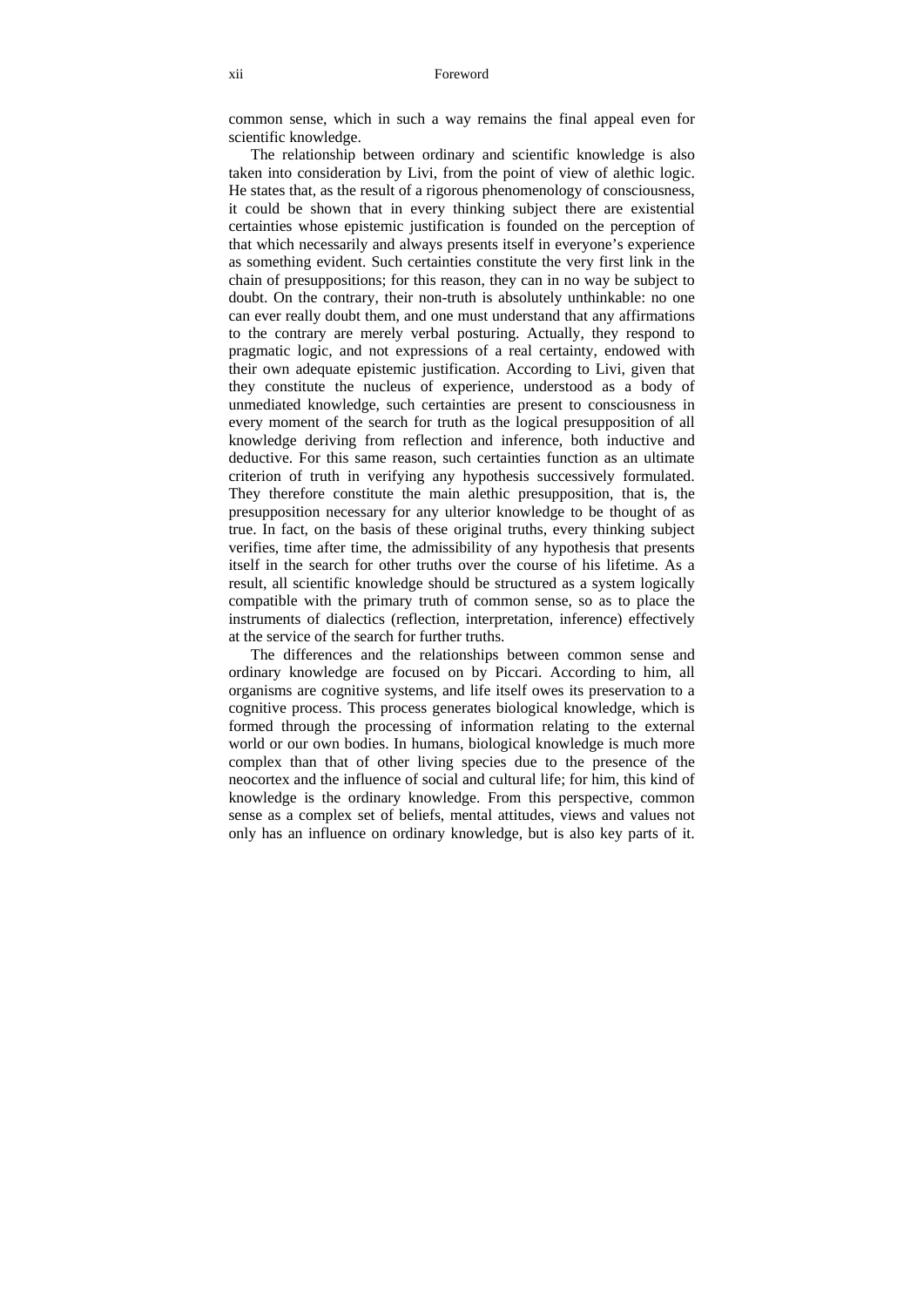common sense, which in such a way remains the final appeal even for scientific knowledge.

The relationship between ordinary and scientific knowledge is also taken into consideration by Livi, from the point of view of alethic logic. He states that, as the result of a rigorous phenomenology of consciousness, it could be shown that in every thinking subject there are existential certainties whose epistemic justification is founded on the perception of that which necessarily and always presents itself in everyone's experience as something evident. Such certainties constitute the very first link in the chain of presuppositions; for this reason, they can in no way be subject to doubt. On the contrary, their non-truth is absolutely unthinkable: no one can ever really doubt them, and one must understand that any affirmations to the contrary are merely verbal posturing. Actually, they respond to pragmatic logic, and not expressions of a real certainty, endowed with their own adequate epistemic justification. According to Livi, given that they constitute the nucleus of experience, understood as a body of unmediated knowledge, such certainties are present to consciousness in every moment of the search for truth as the logical presupposition of all knowledge deriving from reflection and inference, both inductive and deductive. For this same reason, such certainties function as an ultimate criterion of truth in verifying any hypothesis successively formulated. They therefore constitute the main alethic presupposition, that is, the presupposition necessary for any ulterior knowledge to be thought of as true. In fact, on the basis of these original truths, every thinking subject verifies, time after time, the admissibility of any hypothesis that presents itself in the search for other truths over the course of his lifetime. As a result, all scientific knowledge should be structured as a system logically compatible with the primary truth of common sense, so as to place the instruments of dialectics (reflection, interpretation, inference) effectively at the service of the search for further truths.

The differences and the relationships between common sense and ordinary knowledge are focused on by Piccari. According to him, all organisms are cognitive systems, and life itself owes its preservation to a cognitive process. This process generates biological knowledge, which is formed through the processing of information relating to the external world or our own bodies. In humans, biological knowledge is much more complex than that of other living species due to the presence of the neocortex and the influence of social and cultural life; for him, this kind of knowledge is the ordinary knowledge. From this perspective, common sense as a complex set of beliefs, mental attitudes, views and values not only has an influence on ordinary knowledge, but is also key parts of it.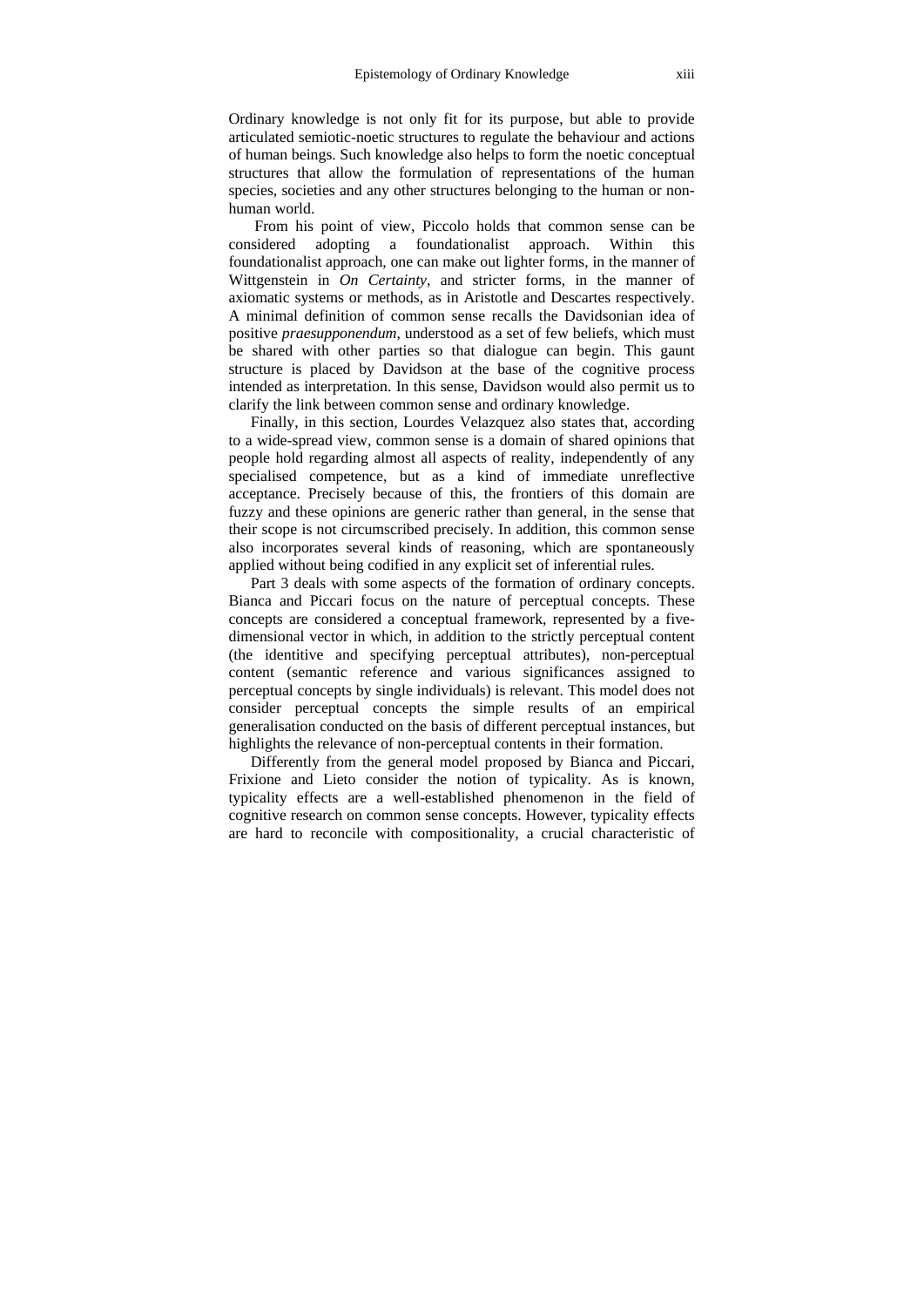Ordinary knowledge is not only fit for its purpose, but able to provide articulated semiotic-noetic structures to regulate the behaviour and actions of human beings. Such knowledge also helps to form the noetic conceptual structures that allow the formulation of representations of the human species, societies and any other structures belonging to the human or non-human world.

From his point of view, Piccolo holds that common sense can be considered adopting a foundationalist approach. Within this foundationalist approach, one can make out lighter forms, in the manner of Wittgenstein in *On Certainty*, and stricter forms, in the manner of axiomatic systems or methods, as in Aristotle and Descartes respectively. A minimal definition of common sense recalls the Davidsonian idea of positive *praesupponendum*, understood as a set of few beliefs, which must be shared with other parties so that dialogue can begin. This gaunt structure is placed by Davidson at the base of the cognitive process intended as interpretation. In this sense, Davidson would also permit us to clarify the link between common sense and ordinary knowledge.

Finally, in this section, Lourdes Velazquez also states that, according to a wide-spread view, common sense is a domain of shared opinions that people hold regarding almost all aspects of reality, independently of any specialised competence, but as a kind of immediate unreflective acceptance. Precisely because of this, the frontiers of this domain are fuzzy and these opinions are generic rather than general, in the sense that their scope is not circumscribed precisely. In addition, this common sense also incorporates several kinds of reasoning, which are spontaneously applied without being codified in any explicit set of inferential rules.

Part 3 deals with some aspects of the formation of ordinary concepts. Bianca and Piccari focus on the nature of perceptual concepts. These concepts are considered a conceptual framework, represented by a five-dimensional vector in which, in addition to the strictly perceptual content (the identitive and specifying perceptual attributes), non-perceptual content (semantic reference and various significances assigned to perceptual concepts by single individuals) is relevant. This model does not consider perceptual concepts the simple results of an empirical generalisation conducted on the basis of different perceptual instances, but highlights the relevance of non-perceptual contents in their formation.

Differently from the general model proposed by Bianca and Piccari, Frixione and Lieto consider the notion of typicality. As is known, typicality effects are a well-established phenomenon in the field of cognitive research on common sense concepts. However, typicality effects are hard to reconcile with compositionality, a crucial characteristic of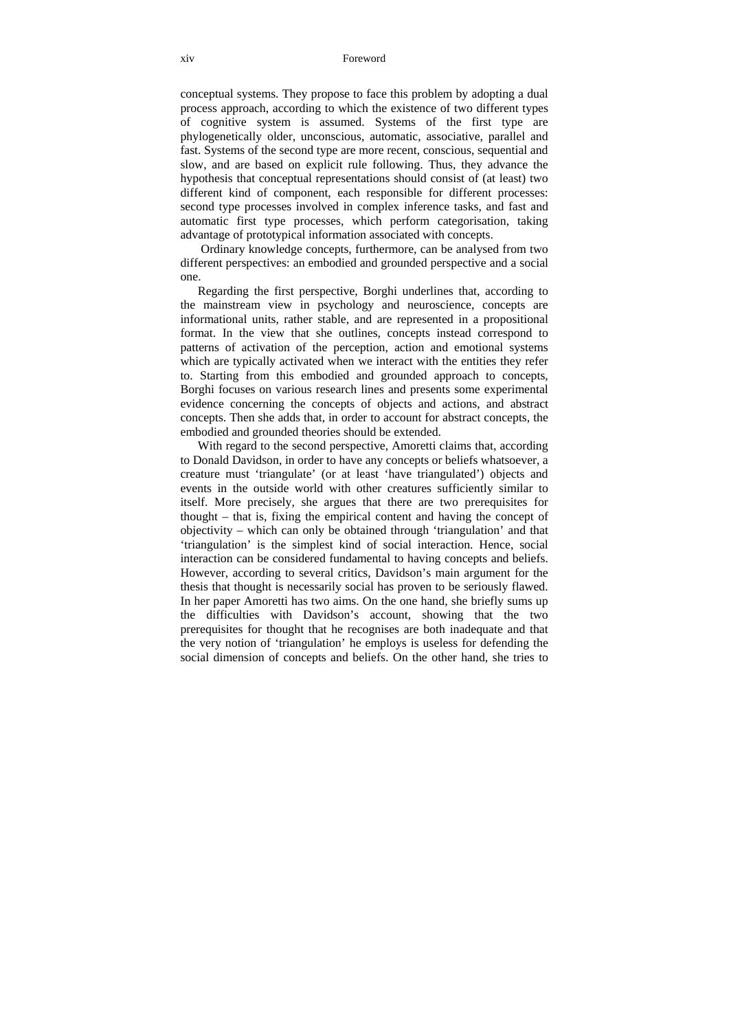conceptual systems. They propose to face this problem by adopting a dual process approach, according to which the existence of two different types of cognitive system is assumed. Systems of the first type are phylogenetically older, unconscious, automatic, associative, parallel and fast. Systems of the second type are more recent, conscious, sequential and slow, and are based on explicit rule following. Thus, they advance the hypothesis that conceptual representations should consist of (at least) two different kind of component, each responsible for different processes: second type processes involved in complex inference tasks, and fast and automatic first type processes, which perform categorisation, taking advantage of prototypical information associated with concepts.

Ordinary knowledge concepts, furthermore, can be analysed from two different perspectives: an embodied and grounded perspective and a social one.

Regarding the first perspective, Borghi underlines that, according to the mainstream view in psychology and neuroscience, concepts are informational units, rather stable, and are represented in a propositional format. In the view that she outlines, concepts instead correspond to patterns of activation of the perception, action and emotional systems which are typically activated when we interact with the entities they refer to. Starting from this embodied and grounded approach to concepts, Borghi focuses on various research lines and presents some experimental evidence concerning the concepts of objects and actions, and abstract concepts. Then she adds that, in order to account for abstract concepts, the embodied and grounded theories should be extended.

With regard to the second perspective, Amoretti claims that, according to Donald Davidson, in order to have any concepts or beliefs whatsoever, a creature must 'triangulate' (or at least 'have triangulated') objects and events in the outside world with other creatures sufficiently similar to itself. More precisely, she argues that there are two prerequisites for thought – that is, fixing the empirical content and having the concept of objectivity – which can only be obtained through 'triangulation' and that 'triangulation' is the simplest kind of social interaction. Hence, social interaction can be considered fundamental to having concepts and beliefs. However, according to several critics, Davidson's main argument for the thesis that thought is necessarily social has proven to be seriously flawed. In her paper Amoretti has two aims. On the one hand, she briefly sums up the difficulties with Davidson's account, showing that the two prerequisites for thought that he recognises are both inadequate and that the very notion of 'triangulation' he employs is useless for defending the social dimension of concepts and beliefs. On the other hand, she tries to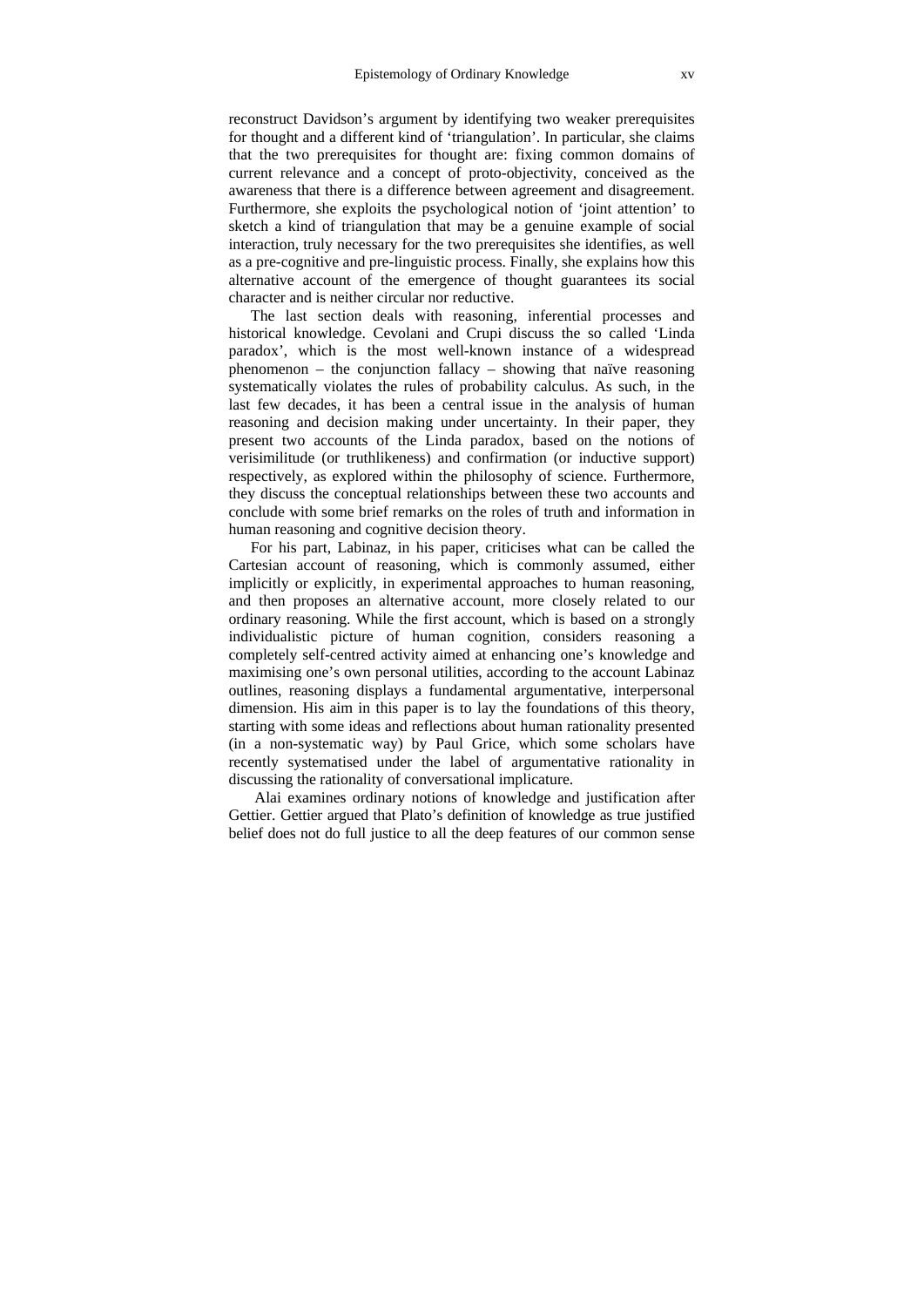reconstruct Davidson's argument by identifying two weaker prerequisites for thought and a different kind of 'triangulation'. In particular, she claims that the two prerequisites for thought are: fixing common domains of current relevance and a concept of proto-objectivity, conceived as the awareness that there is a difference between agreement and disagreement. Furthermore, she exploits the psychological notion of 'joint attention' to sketch a kind of triangulation that may be a genuine example of social interaction, truly necessary for the two prerequisites she identifies, as well as a pre-cognitive and pre-linguistic process. Finally, she explains how this alternative account of the emergence of thought guarantees its social character and is neither circular nor reductive.

The last section deals with reasoning, inferential processes and historical knowledge. Cevolani and Crupi discuss the so called 'Linda paradox', which is the most well-known instance of a widespread phenomenon – the conjunction fallacy – showing that naïve reasoning systematically violates the rules of probability calculus. As such, in the last few decades, it has been a central issue in the analysis of human reasoning and decision making under uncertainty. In their paper, they present two accounts of the Linda paradox, based on the notions of verisimilitude (or truthlikeness) and confirmation (or inductive support) respectively, as explored within the philosophy of science. Furthermore, they discuss the conceptual relationships between these two accounts and conclude with some brief remarks on the roles of truth and information in human reasoning and cognitive decision theory.

For his part, Labinaz, in his paper, criticises what can be called the Cartesian account of reasoning, which is commonly assumed, either implicitly or explicitly, in experimental approaches to human reasoning, and then proposes an alternative account, more closely related to our ordinary reasoning. While the first account, which is based on a strongly individualistic picture of human cognition, considers reasoning a completely self-centred activity aimed at enhancing one's knowledge and maximising one's own personal utilities, according to the account Labinaz outlines, reasoning displays a fundamental argumentative, interpersonal dimension. His aim in this paper is to lay the foundations of this theory, starting with some ideas and reflections about human rationality presented (in a non-systematic way) by Paul Grice, which some scholars have recently systematised under the label of argumentative rationality in discussing the rationality of conversational implicature.

Alai examines ordinary notions of knowledge and justification after Gettier. Gettier argued that Plato's definition of knowledge as true justified belief does not do full justice to all the deep features of our common sense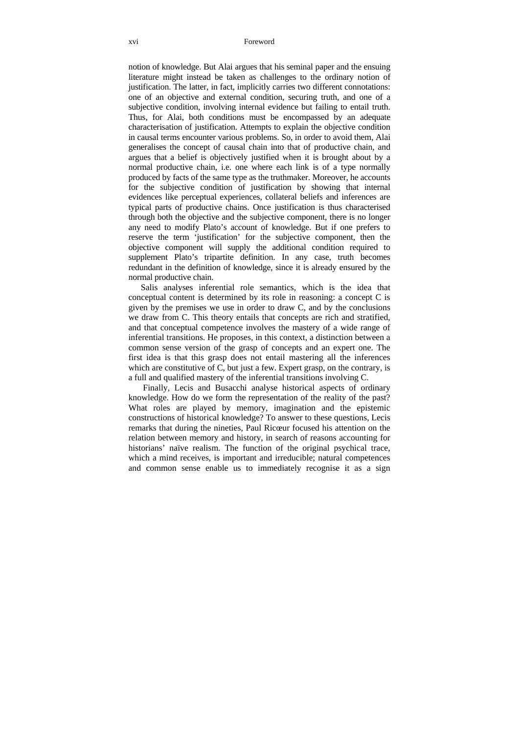notion of knowledge. But Alai argues that his seminal paper and the ensuing literature might instead be taken as challenges to the ordinary notion of justification. The latter, in fact, implicitly carries two different connotations: one of an objective and external condition, securing truth, and one of a subjective condition, involving internal evidence but failing to entail truth. Thus, for Alai, both conditions must be encompassed by an adequate characterisation of justification. Attempts to explain the objective condition in causal terms encounter various problems. So, in order to avoid them, Alai generalises the concept of causal chain into that of productive chain, and argues that a belief is objectively justified when it is brought about by a normal productive chain, i.e. one where each link is of a type normally produced by facts of the same type as the truthmaker. Moreover, he accounts for the subjective condition of justification by showing that internal evidences like perceptual experiences, collateral beliefs and inferences are typical parts of productive chains. Once justification is thus characterised through both the objective and the subjective component, there is no longer any need to modify Plato's account of knowledge. But if one prefers to reserve the term 'justification' for the subjective component, then the objective component will supply the additional condition required to supplement Plato's tripartite definition. In any case, truth becomes redundant in the definition of knowledge, since it is already ensured by the normal productive chain.

Salis analyses inferential role semantics, which is the idea that conceptual content is determined by its role in reasoning: a concept C is given by the premises we use in order to draw C, and by the conclusions we draw from C. This theory entails that concepts are rich and stratified, and that conceptual competence involves the mastery of a wide range of inferential transitions. He proposes, in this context, a distinction between a common sense version of the grasp of concepts and an expert one. The first idea is that this grasp does not entail mastering all the inferences which are constitutive of C, but just a few. Expert grasp, on the contrary, is a full and qualified mastery of the inferential transitions involving C.

Finally, Lecis and Busacchi analyse historical aspects of ordinary knowledge. How do we form the representation of the reality of the past? What roles are played by memory, imagination and the epistemic constructions of historical knowledge? To answer to these questions, Lecis remarks that during the nineties, Paul Ricœur focused his attention on the relation between memory and history, in search of reasons accounting for historians' naïve realism. The function of the original psychical trace, which a mind receives, is important and irreducible; natural competences and common sense enable us to immediately recognise it as a sign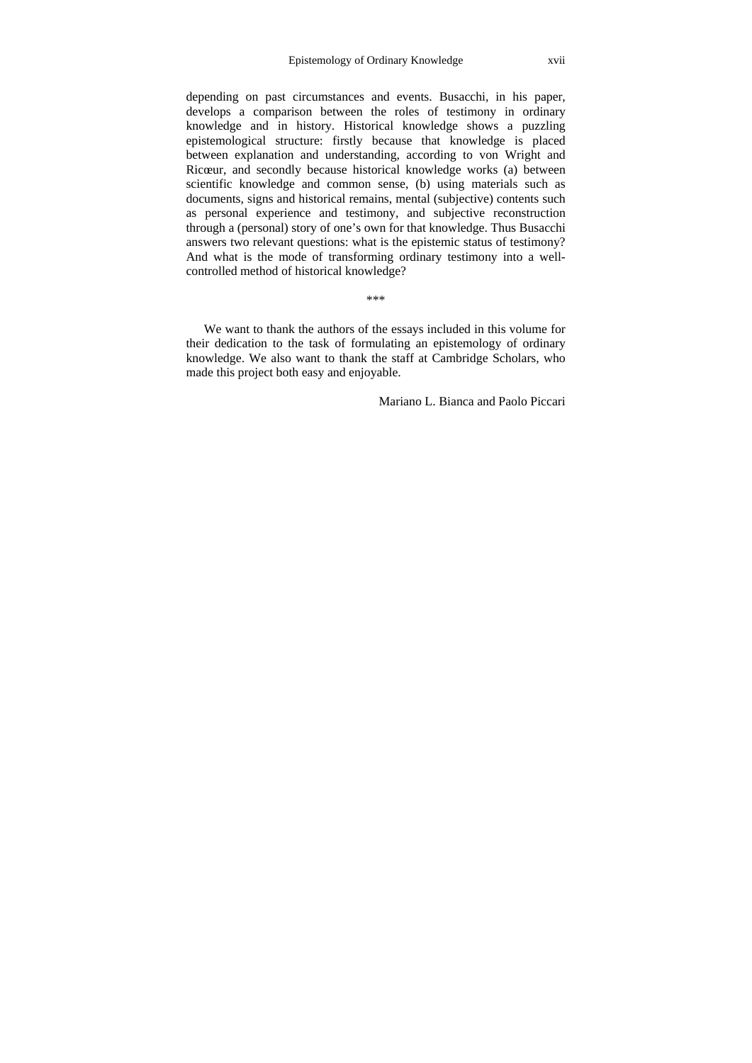depending on past circumstances and events. Busacchi, in his paper, develops a comparison between the roles of testimony in ordinary knowledge and in history. Historical knowledge shows a puzzling epistemological structure: firstly because that knowledge is placed between explanation and understanding, according to von Wright and Ricœur, and secondly because historical knowledge works (a) between scientific knowledge and common sense, (b) using materials such as documents, signs and historical remains, mental (subjective) contents such as personal experience and testimony, and subjective reconstruction through a (personal) story of one's own for that knowledge. Thus Busacchi answers two relevant questions: what is the epistemic status of testimony? And what is the mode of transforming ordinary testimony into a well-controlled method of historical knowledge?

***

We want to thank the authors of the essays included in this volume for their dedication to the task of formulating an epistemology of ordinary knowledge. We also want to thank the staff at Cambridge Scholars, who made this project both easy and enjoyable.

Mariano L. Bianca and Paolo Piccari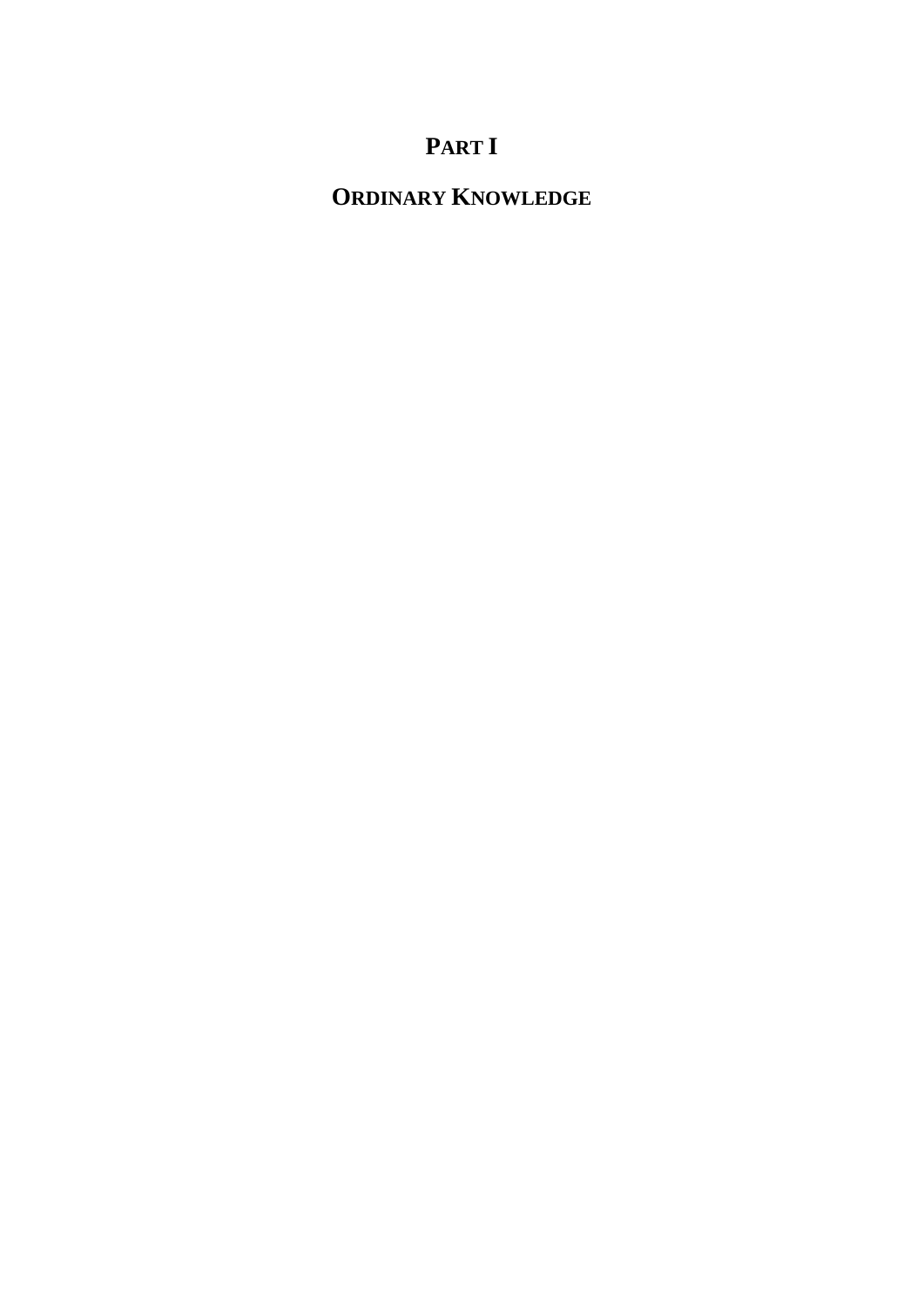# PART I

## ORDINARY KNOWLEDGE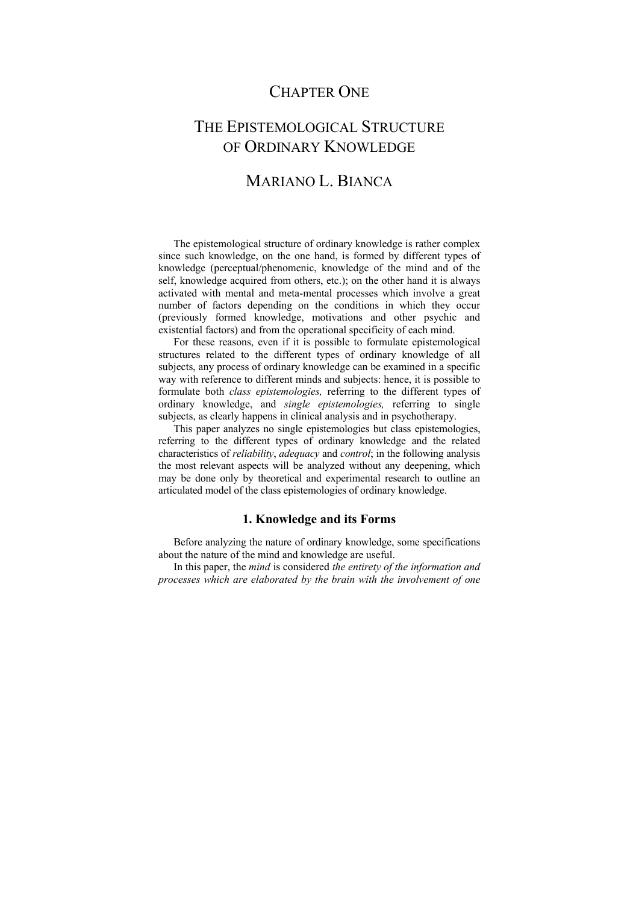# CHAPTER ONE

# THE EPISTEMOLOGICAL STRUCTURE OF ORDINARY KNOWLEDGE

## MARIANO L. BIANCA

The epistemological structure of ordinary knowledge is rather complex since such knowledge, on the one hand, is formed by different types of knowledge (perceptual/phenomenic, knowledge of the mind and of the self, knowledge acquired from others, etc.); on the other hand it is always activated with mental and meta-mental processes which involve a great number of factors depending on the conditions in which they occur (previously formed knowledge, motivations and other psychic and existential factors) and from the operational specificity of each mind.

For these reasons, even if it is possible to formulate epistemological structures related to the different types of ordinary knowledge of all subjects, any process of ordinary knowledge can be examined in a specific way with reference to different minds and subjects: hence, it is possible to formulate both *class epistemologies,* referring to the different types of ordinary knowledge, and *single epistemologies,* referring to single subjects, as clearly happens in clinical analysis and in psychotherapy.

This paper analyzes no single epistemologies but class epistemologies, referring to the different types of ordinary knowledge and the related characteristics of *reliability*, *adequacy* and *control*; in the following analysis the most relevant aspects will be analyzed without any deepening, which may be done only by theoretical and experimental research to outline an articulated model of the class epistemologies of ordinary knowledge.

### 1. Knowledge and its Forms

Before analyzing the nature of ordinary knowledge, some specifications about the nature of the mind and knowledge are useful.

In this paper, the *mind* is considered *the entirety of the information and processes which are elaborated by the brain with the involvement of one*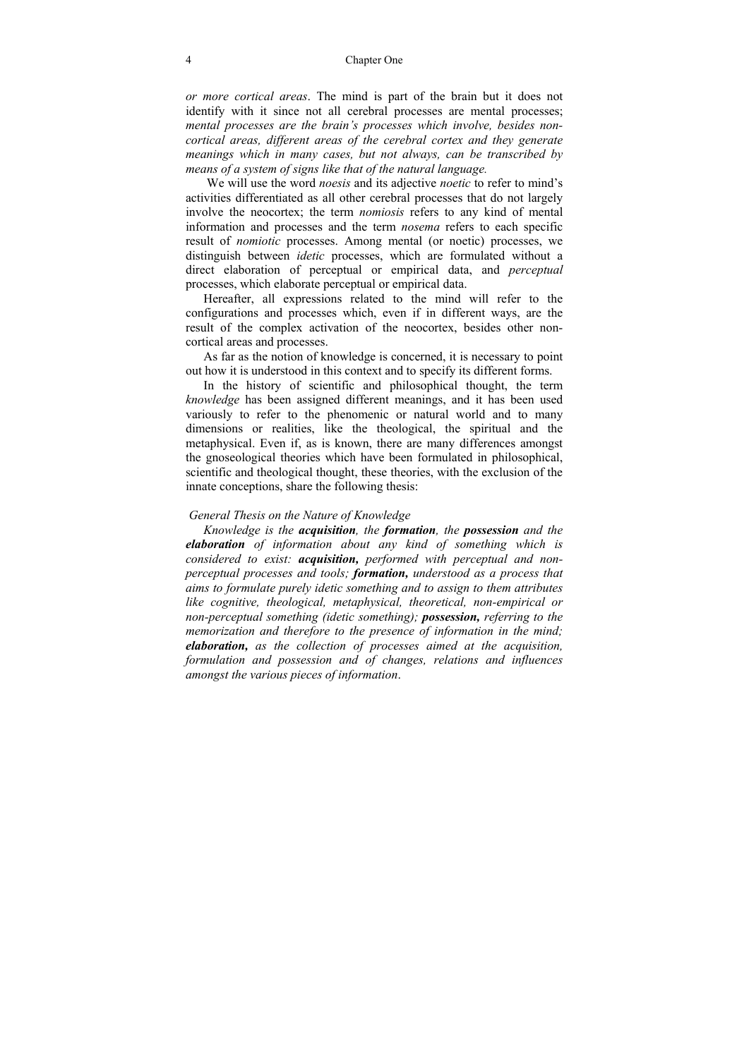*or more cortical areas*. The mind is part of the brain but it does not identify with it since not all cerebral processes are mental processes; *mental processes are the brain's processes which involve, besides non-cortical areas, different areas of the cerebral cortex and they generate meanings which in many cases, but not always, can be transcribed by means of a system of signs like that of the natural language.*

We will use the word *noesis* and its adjective *noetic* to refer to mind's activities differentiated as all other cerebral processes that do not largely involve the neocortex; the term *nomiosis* refers to any kind of mental information and processes and the term *nosema* refers to each specific result of *nomiotic* processes. Among mental (or noetic) processes, we distinguish between *idetic* processes, which are formulated without a direct elaboration of perceptual or empirical data, and *perceptual* processes, which elaborate perceptual or empirical data.

Hereafter, all expressions related to the mind will refer to the configurations and processes which, even if in different ways, are the result of the complex activation of the neocortex, besides other non-cortical areas and processes.

As far as the notion of knowledge is concerned, it is necessary to point out how it is understood in this context and to specify its different forms.

In the history of scientific and philosophical thought, the term *knowledge* has been assigned different meanings, and it has been used variously to refer to the phenomenic or natural world and to many dimensions or realities, like the theological, the spiritual and the metaphysical. Even if, as is known, there are many differences amongst the gnoseological theories which have been formulated in philosophical, scientific and theological thought, these theories, with the exclusion of the innate conceptions, share the following thesis:

*General Thesis on the Nature of Knowledge*

*Knowledge is the* ***acquisition****, the* ***formation****, the* ***possession*** *and the* ***elaboration*** *of information about any kind of something which is considered to exist:* ***acquisition,*** *performed with perceptual and non-perceptual processes and tools;* ***formation,*** *understood as a process that aims to formulate purely idetic something and to assign to them attributes like cognitive, theological, metaphysical, theoretical, non-empirical or non-perceptual something (idetic something);* ***possession,*** *referring to the memorization and therefore to the presence of information in the mind;* ***elaboration,*** *as the collection of processes aimed at the acquisition, formulation and possession and of changes, relations and influences amongst the various pieces of information*.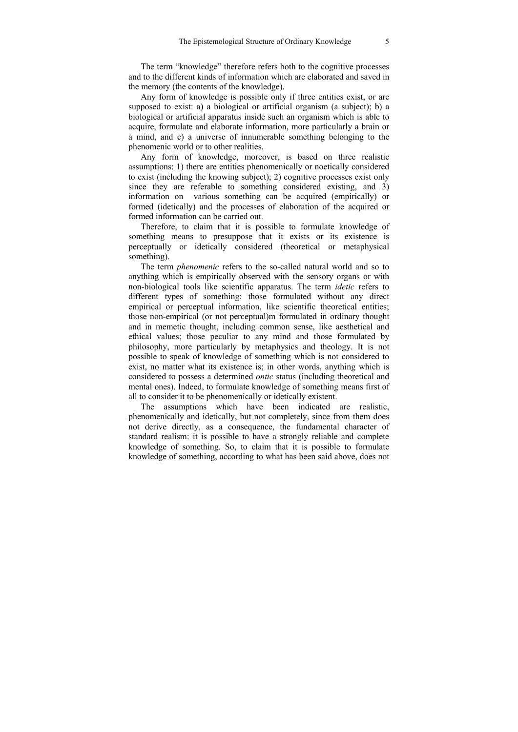The term “knowledge” therefore refers both to the cognitive processes and to the different kinds of information which are elaborated and saved in the memory (the contents of the knowledge).

Any form of knowledge is possible only if three entities exist, or are supposed to exist: a) a biological or artificial organism (a subject); b) a biological or artificial apparatus inside such an organism which is able to acquire, formulate and elaborate information, more particularly a brain or a mind, and c) a universe of innumerable something belonging to the phenomenic world or to other realities.

Any form of knowledge, moreover, is based on three realistic assumptions: 1) there are entities phenomenically or noetically considered to exist (including the knowing subject); 2) cognitive processes exist only since they are referable to something considered existing, and 3) information on various something can be acquired (empirically) or formed (idetically) and the processes of elaboration of the acquired or formed information can be carried out.

Therefore, to claim that it is possible to formulate knowledge of something means to presuppose that it exists or its existence is perceptually or idetically considered (theoretical or metaphysical something).

The term *phenomenic* refers to the so-called natural world and so to anything which is empirically observed with the sensory organs or with non-biological tools like scientific apparatus. The term *idetic* refers to different types of something: those formulated without any direct empirical or perceptual information, like scientific theoretical entities; those non-empirical (or not perceptual)m formulated in ordinary thought and in memetic thought, including common sense, like aesthetical and ethical values; those peculiar to any mind and those formulated by philosophy, more particularly by metaphysics and theology. It is not possible to speak of knowledge of something which is not considered to exist, no matter what its existence is; in other words, anything which is considered to possess a determined *ontic* status (including theoretical and mental ones). Indeed, to formulate knowledge of something means first of all to consider it to be phenomenically or idetically existent.

The assumptions which have been indicated are realistic, phenomenically and idetically, but not completely, since from them does not derive directly, as a consequence, the fundamental character of standard realism: it is possible to have a strongly reliable and complete knowledge of something. So, to claim that it is possible to formulate knowledge of something, according to what has been said above, does not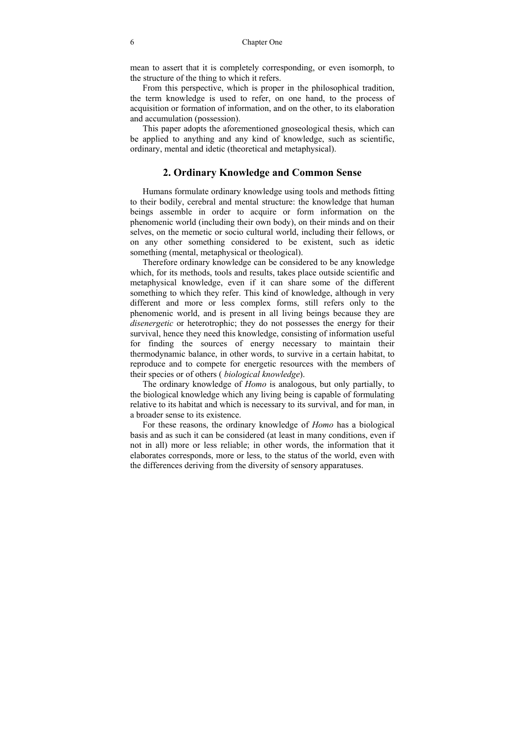mean to assert that it is completely corresponding, or even isomorph, to the structure of the thing to which it refers.

From this perspective, which is proper in the philosophical tradition, the term knowledge is used to refer, on one hand, to the process of acquisition or formation of information, and on the other, to its elaboration and accumulation (possession).

This paper adopts the aforementioned gnoseological thesis, which can be applied to anything and any kind of knowledge, such as scientific, ordinary, mental and idetic (theoretical and metaphysical).

## 2. Ordinary Knowledge and Common Sense

Humans formulate ordinary knowledge using tools and methods fitting to their bodily, cerebral and mental structure: the knowledge that human beings assemble in order to acquire or form information on the phenomenic world (including their own body), on their minds and on their selves, on the memetic or socio cultural world, including their fellows, or on any other something considered to be existent, such as idetic something (mental, metaphysical or theological).

Therefore ordinary knowledge can be considered to be any knowledge which, for its methods, tools and results, takes place outside scientific and metaphysical knowledge, even if it can share some of the different something to which they refer. This kind of knowledge, although in very different and more or less complex forms, still refers only to the phenomenic world, and is present in all living beings because they are *disenergetic* or heterotrophic; they do not possesses the energy for their survival, hence they need this knowledge, consisting of information useful for finding the sources of energy necessary to maintain their thermodynamic balance, in other words, to survive in a certain habitat, to reproduce and to compete for energetic resources with the members of their species or of others ( *biological knowledge*).

The ordinary knowledge of *Homo* is analogous, but only partially, to the biological knowledge which any living being is capable of formulating relative to its habitat and which is necessary to its survival, and for man, in a broader sense to its existence.

For these reasons, the ordinary knowledge of *Homo* has a biological basis and as such it can be considered (at least in many conditions, even if not in all) more or less reliable; in other words, the information that it elaborates corresponds, more or less, to the status of the world, even with the differences deriving from the diversity of sensory apparatuses.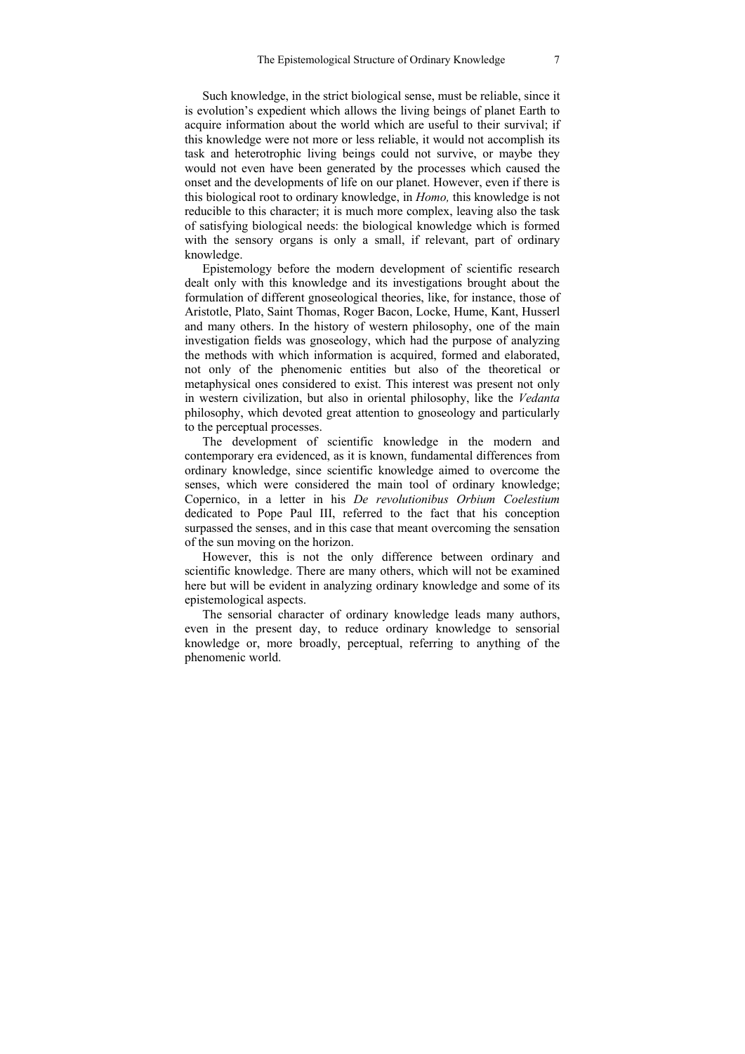Such knowledge, in the strict biological sense, must be reliable, since it is evolution's expedient which allows the living beings of planet Earth to acquire information about the world which are useful to their survival; if this knowledge were not more or less reliable, it would not accomplish its task and heterotrophic living beings could not survive, or maybe they would not even have been generated by the processes which caused the onset and the developments of life on our planet. However, even if there is this biological root to ordinary knowledge, in *Homo,* this knowledge is not reducible to this character; it is much more complex, leaving also the task of satisfying biological needs: the biological knowledge which is formed with the sensory organs is only a small, if relevant, part of ordinary knowledge.

Epistemology before the modern development of scientific research dealt only with this knowledge and its investigations brought about the formulation of different gnoseological theories, like, for instance, those of Aristotle, Plato, Saint Thomas, Roger Bacon, Locke, Hume, Kant, Husserl and many others. In the history of western philosophy, one of the main investigation fields was gnoseology, which had the purpose of analyzing the methods with which information is acquired, formed and elaborated, not only of the phenomenic entities but also of the theoretical or metaphysical ones considered to exist. This interest was present not only in western civilization, but also in oriental philosophy, like the *Vedanta* philosophy, which devoted great attention to gnoseology and particularly to the perceptual processes.

The development of scientific knowledge in the modern and contemporary era evidenced, as it is known, fundamental differences from ordinary knowledge, since scientific knowledge aimed to overcome the senses, which were considered the main tool of ordinary knowledge; Copernico, in a letter in his *De revolutionibus Orbium Coelestium* dedicated to Pope Paul III, referred to the fact that his conception surpassed the senses, and in this case that meant overcoming the sensation of the sun moving on the horizon.

However, this is not the only difference between ordinary and scientific knowledge. There are many others, which will not be examined here but will be evident in analyzing ordinary knowledge and some of its epistemological aspects.

The sensorial character of ordinary knowledge leads many authors, even in the present day, to reduce ordinary knowledge to sensorial knowledge or, more broadly, perceptual, referring to anything of the phenomenic world.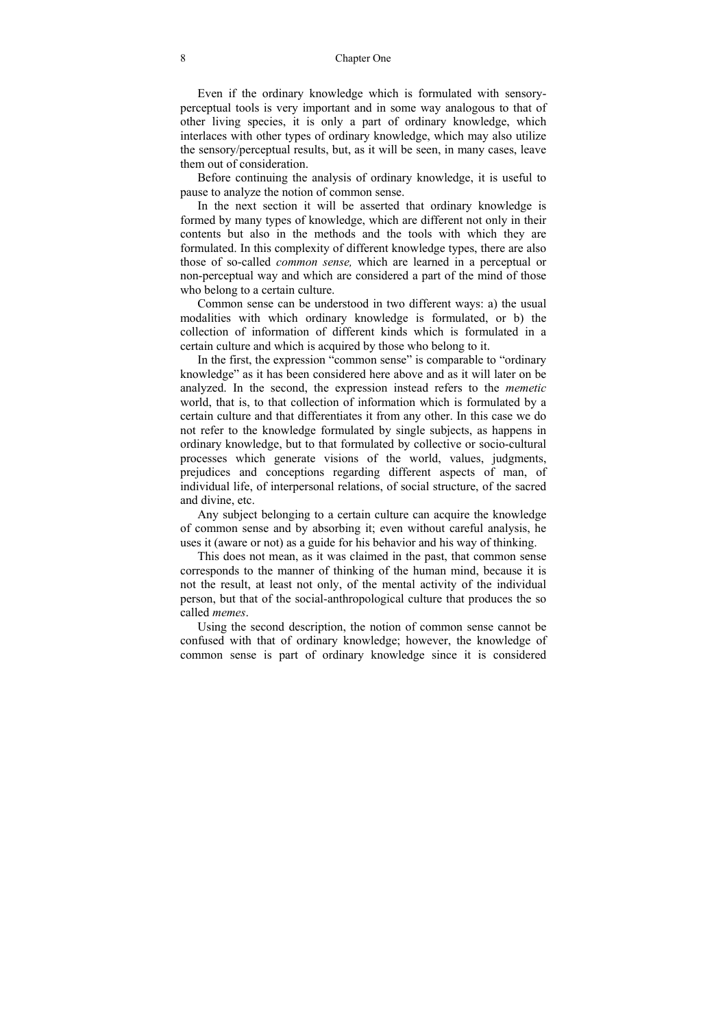Even if the ordinary knowledge which is formulated with sensory-perceptual tools is very important and in some way analogous to that of other living species, it is only a part of ordinary knowledge, which interlaces with other types of ordinary knowledge, which may also utilize the sensory/perceptual results, but, as it will be seen, in many cases, leave them out of consideration.

Before continuing the analysis of ordinary knowledge, it is useful to pause to analyze the notion of common sense.

In the next section it will be asserted that ordinary knowledge is formed by many types of knowledge, which are different not only in their contents but also in the methods and the tools with which they are formulated. In this complexity of different knowledge types, there are also those of so-called *common sense,* which are learned in a perceptual or non-perceptual way and which are considered a part of the mind of those who belong to a certain culture.

Common sense can be understood in two different ways: a) the usual modalities with which ordinary knowledge is formulated, or b) the collection of information of different kinds which is formulated in a certain culture and which is acquired by those who belong to it.

In the first, the expression "common sense" is comparable to "ordinary knowledge" as it has been considered here above and as it will later on be analyzed. In the second, the expression instead refers to the *memetic* world, that is, to that collection of information which is formulated by a certain culture and that differentiates it from any other. In this case we do not refer to the knowledge formulated by single subjects, as happens in ordinary knowledge, but to that formulated by collective or socio-cultural processes which generate visions of the world, values, judgments, prejudices and conceptions regarding different aspects of man, of individual life, of interpersonal relations, of social structure, of the sacred and divine, etc.

Any subject belonging to a certain culture can acquire the knowledge of common sense and by absorbing it; even without careful analysis, he uses it (aware or not) as a guide for his behavior and his way of thinking.

This does not mean, as it was claimed in the past, that common sense corresponds to the manner of thinking of the human mind, because it is not the result, at least not only, of the mental activity of the individual person, but that of the social-anthropological culture that produces the so called *memes*.

Using the second description, the notion of common sense cannot be confused with that of ordinary knowledge; however, the knowledge of common sense is part of ordinary knowledge since it is considered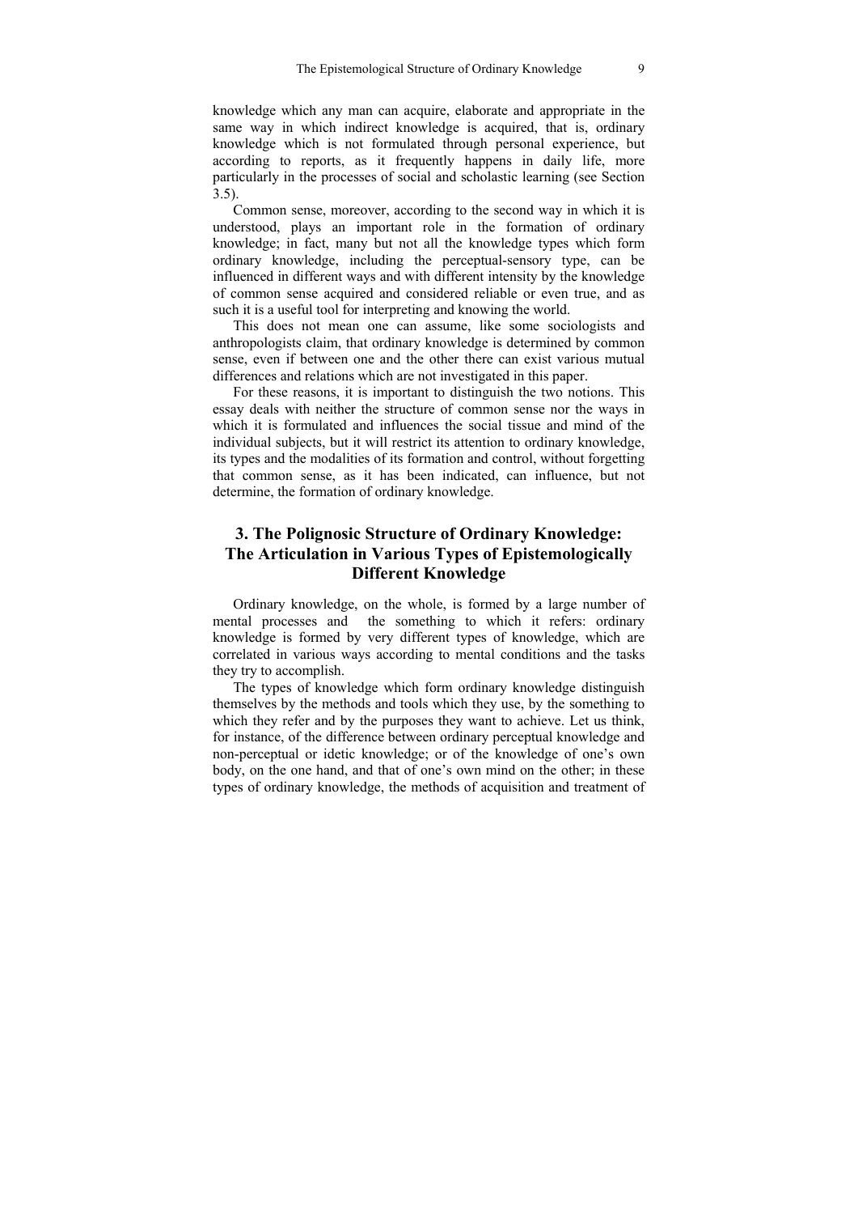knowledge which any man can acquire, elaborate and appropriate in the same way in which indirect knowledge is acquired, that is, ordinary knowledge which is not formulated through personal experience, but according to reports, as it frequently happens in daily life, more particularly in the processes of social and scholastic learning (see Section 3.5).

Common sense, moreover, according to the second way in which it is understood, plays an important role in the formation of ordinary knowledge; in fact, many but not all the knowledge types which form ordinary knowledge, including the perceptual-sensory type, can be influenced in different ways and with different intensity by the knowledge of common sense acquired and considered reliable or even true, and as such it is a useful tool for interpreting and knowing the world.

This does not mean one can assume, like some sociologists and anthropologists claim, that ordinary knowledge is determined by common sense, even if between one and the other there can exist various mutual differences and relations which are not investigated in this paper.

For these reasons, it is important to distinguish the two notions. This essay deals with neither the structure of common sense nor the ways in which it is formulated and influences the social tissue and mind of the individual subjects, but it will restrict its attention to ordinary knowledge, its types and the modalities of its formation and control, without forgetting that common sense, as it has been indicated, can influence, but not determine, the formation of ordinary knowledge.

## 3. The Polignosic Structure of Ordinary Knowledge: The Articulation in Various Types of Epistemologically Different Knowledge

Ordinary knowledge, on the whole, is formed by a large number of mental processes and the something to which it refers: ordinary knowledge is formed by very different types of knowledge, which are correlated in various ways according to mental conditions and the tasks they try to accomplish.

The types of knowledge which form ordinary knowledge distinguish themselves by the methods and tools which they use, by the something to which they refer and by the purposes they want to achieve. Let us think, for instance, of the difference between ordinary perceptual knowledge and non-perceptual or idetic knowledge; or of the knowledge of one's own body, on the one hand, and that of one's own mind on the other; in these types of ordinary knowledge, the methods of acquisition and treatment of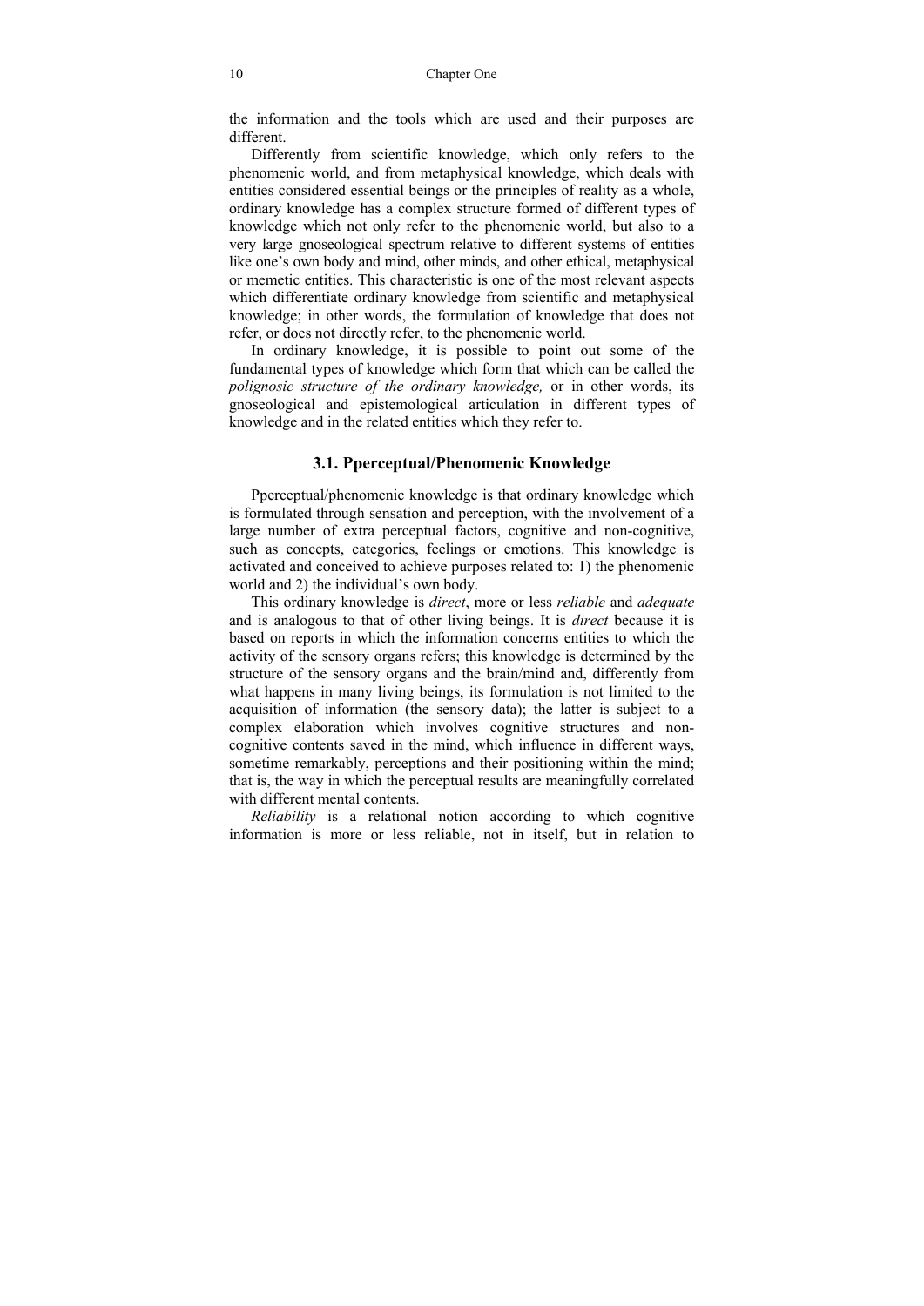the information and the tools which are used and their purposes are different.

Differently from scientific knowledge, which only refers to the phenomenic world, and from metaphysical knowledge, which deals with entities considered essential beings or the principles of reality as a whole, ordinary knowledge has a complex structure formed of different types of knowledge which not only refer to the phenomenic world, but also to a very large gnoseological spectrum relative to different systems of entities like one's own body and mind, other minds, and other ethical, metaphysical or memetic entities. This characteristic is one of the most relevant aspects which differentiate ordinary knowledge from scientific and metaphysical knowledge; in other words, the formulation of knowledge that does not refer, or does not directly refer, to the phenomenic world.

In ordinary knowledge, it is possible to point out some of the fundamental types of knowledge which form that which can be called the *polignosic structure of the ordinary knowledge,* or in other words, its gnoseological and epistemological articulation in different types of knowledge and in the related entities which they refer to.

### 3.1. Pperceptual/Phenomenic Knowledge

Pperceptual/phenomenic knowledge is that ordinary knowledge which is formulated through sensation and perception, with the involvement of a large number of extra perceptual factors, cognitive and non-cognitive, such as concepts, categories, feelings or emotions. This knowledge is activated and conceived to achieve purposes related to: 1) the phenomenic world and 2) the individual's own body.

This ordinary knowledge is *direct*, more or less *reliable* and *adequate* and is analogous to that of other living beings. It is *direct* because it is based on reports in which the information concerns entities to which the activity of the sensory organs refers; this knowledge is determined by the structure of the sensory organs and the brain/mind and, differently from what happens in many living beings, its formulation is not limited to the acquisition of information (the sensory data); the latter is subject to a complex elaboration which involves cognitive structures and non-cognitive contents saved in the mind, which influence in different ways, sometime remarkably, perceptions and their positioning within the mind; that is, the way in which the perceptual results are meaningfully correlated with different mental contents.

*Reliability* is a relational notion according to which cognitive information is more or less reliable, not in itself, but in relation to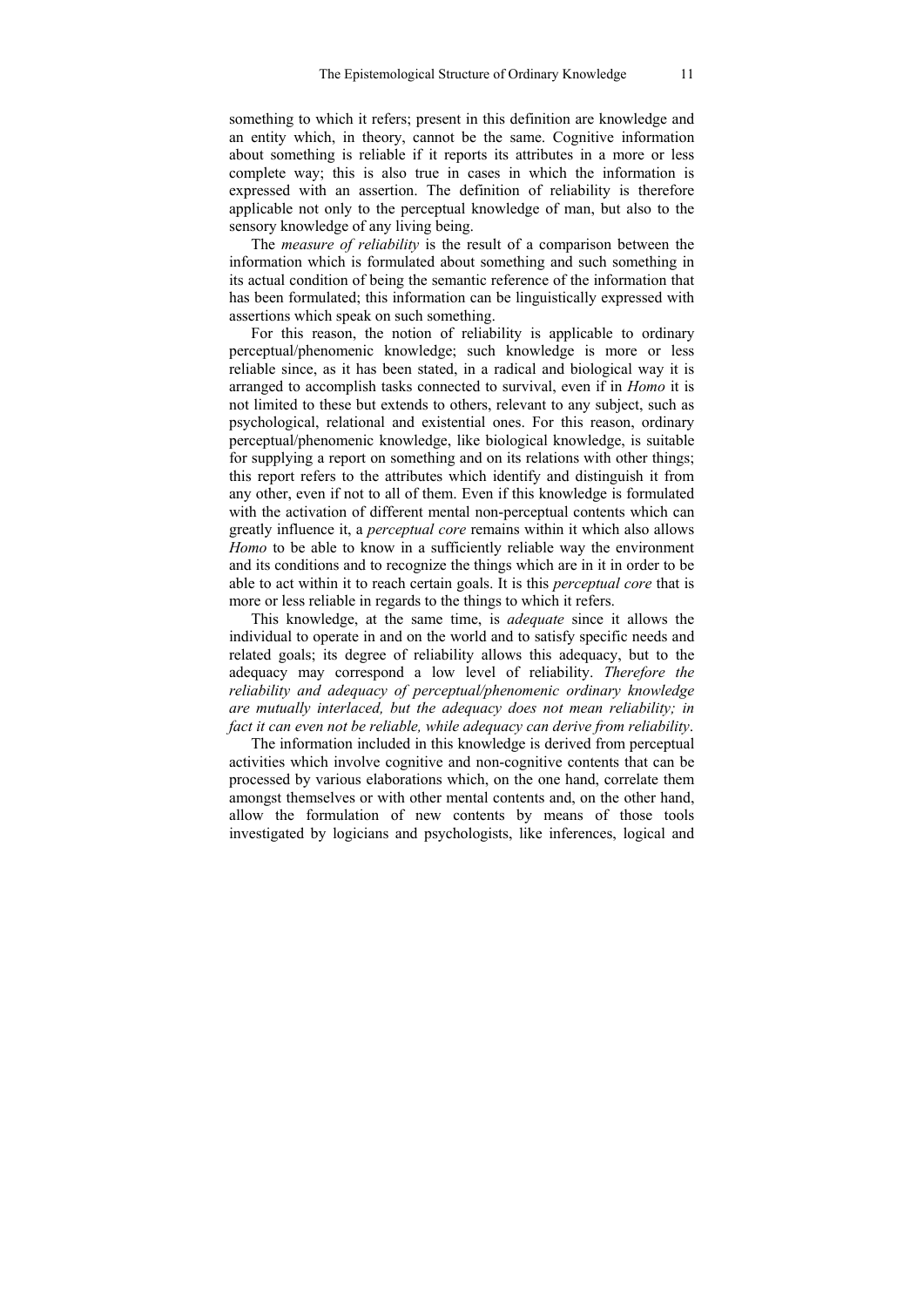something to which it refers; present in this definition are knowledge and an entity which, in theory, cannot be the same. Cognitive information about something is reliable if it reports its attributes in a more or less complete way; this is also true in cases in which the information is expressed with an assertion. The definition of reliability is therefore applicable not only to the perceptual knowledge of man, but also to the sensory knowledge of any living being.

The *measure of reliability* is the result of a comparison between the information which is formulated about something and such something in its actual condition of being the semantic reference of the information that has been formulated; this information can be linguistically expressed with assertions which speak on such something.

For this reason, the notion of reliability is applicable to ordinary perceptual/phenomenic knowledge; such knowledge is more or less reliable since, as it has been stated, in a radical and biological way it is arranged to accomplish tasks connected to survival, even if in *Homo* it is not limited to these but extends to others, relevant to any subject, such as psychological, relational and existential ones. For this reason, ordinary perceptual/phenomenic knowledge, like biological knowledge, is suitable for supplying a report on something and on its relations with other things; this report refers to the attributes which identify and distinguish it from any other, even if not to all of them. Even if this knowledge is formulated with the activation of different mental non-perceptual contents which can greatly influence it, a *perceptual core* remains within it which also allows *Homo* to be able to know in a sufficiently reliable way the environment and its conditions and to recognize the things which are in it in order to be able to act within it to reach certain goals. It is this *perceptual core* that is more or less reliable in regards to the things to which it refers.

This knowledge, at the same time, is *adequate* since it allows the individual to operate in and on the world and to satisfy specific needs and related goals; its degree of reliability allows this adequacy, but to the adequacy may correspond a low level of reliability. *Therefore the reliability and adequacy of perceptual/phenomenic ordinary knowledge are mutually interlaced, but the adequacy does not mean reliability; in fact it can even not be reliable, while adequacy can derive from reliability*.

The information included in this knowledge is derived from perceptual activities which involve cognitive and non-cognitive contents that can be processed by various elaborations which, on the one hand, correlate them amongst themselves or with other mental contents and, on the other hand, allow the formulation of new contents by means of those tools investigated by logicians and psychologists, like inferences, logical and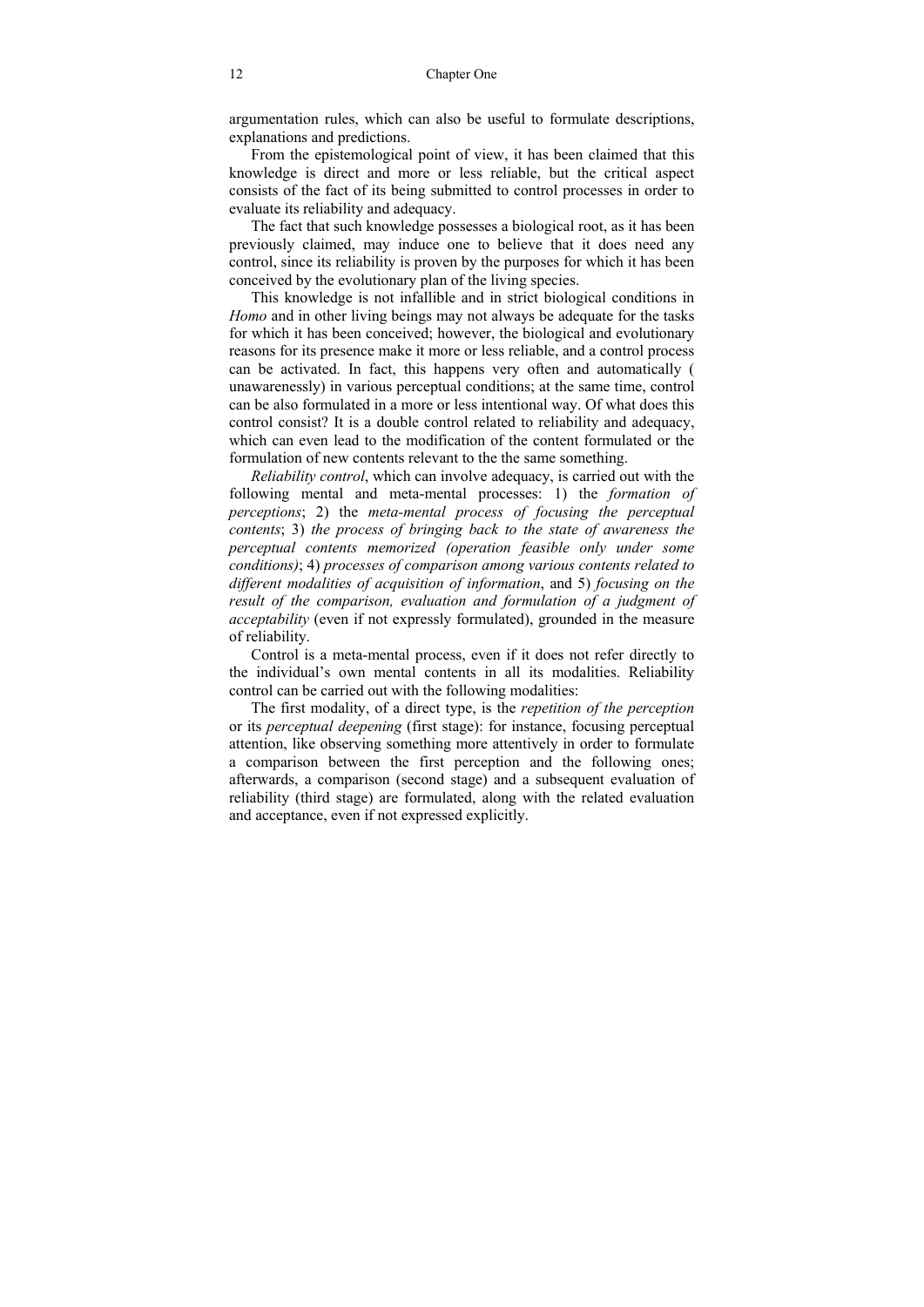argumentation rules, which can also be useful to formulate descriptions, explanations and predictions.

From the epistemological point of view, it has been claimed that this knowledge is direct and more or less reliable, but the critical aspect consists of the fact of its being submitted to control processes in order to evaluate its reliability and adequacy.

The fact that such knowledge possesses a biological root, as it has been previously claimed, may induce one to believe that it does need any control, since its reliability is proven by the purposes for which it has been conceived by the evolutionary plan of the living species.

This knowledge is not infallible and in strict biological conditions in *Homo* and in other living beings may not always be adequate for the tasks for which it has been conceived; however, the biological and evolutionary reasons for its presence make it more or less reliable, and a control process can be activated. In fact, this happens very often and automatically ( unawarenessly) in various perceptual conditions; at the same time, control can be also formulated in a more or less intentional way. Of what does this control consist? It is a double control related to reliability and adequacy, which can even lead to the modification of the content formulated or the formulation of new contents relevant to the the same something.

*Reliability control*, which can involve adequacy, is carried out with the following mental and meta-mental processes: 1) the *formation of perceptions*; 2) the *meta-mental process of focusing the perceptual contents*; 3) *the process of bringing back to the state of awareness the perceptual contents memorized (operation feasible only under some conditions)*; 4) *processes of comparison among various contents related to different modalities of acquisition of information*, and 5) *focusing on the result of the comparison, evaluation and formulation of a judgment of acceptability* (even if not expressly formulated), grounded in the measure of reliability.

Control is a meta-mental process, even if it does not refer directly to the individual's own mental contents in all its modalities. Reliability control can be carried out with the following modalities:

The first modality, of a direct type, is the *repetition of the perception* or its *perceptual deepening* (first stage): for instance, focusing perceptual attention, like observing something more attentively in order to formulate a comparison between the first perception and the following ones; afterwards, a comparison (second stage) and a subsequent evaluation of reliability (third stage) are formulated, along with the related evaluation and acceptance, even if not expressed explicitly.